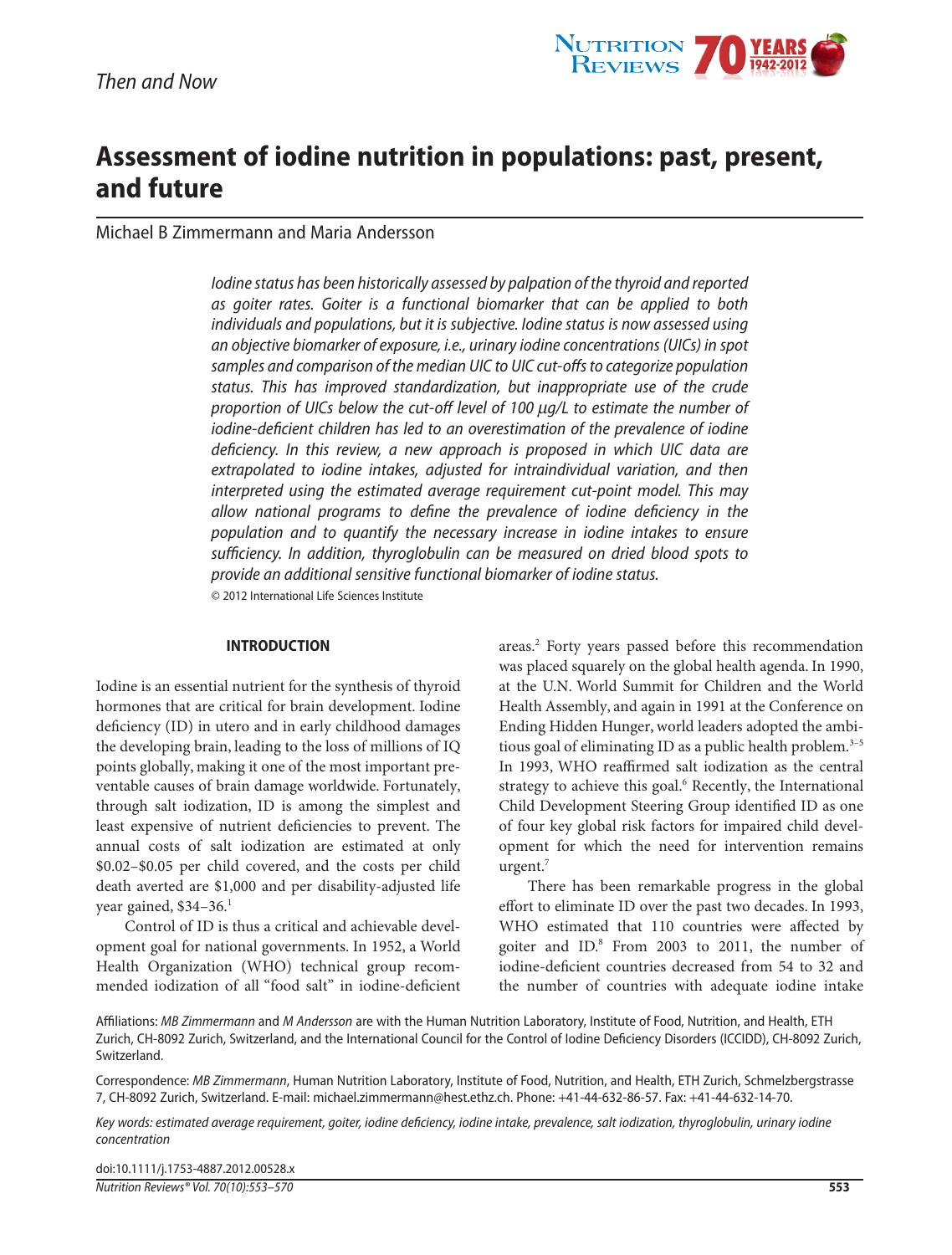*Then and Now*

# Assessment of iodine nutrition in populations: past, present, and future

Michael B Zimmermann and Maria Andersson

*Iodine status has been historically assessed by palpation of the thyroid and reported as goiter rates. Goiter is a functional biomarker that can be applied to both individuals and populations, but it is subjective. Iodine status is now assessed using an objective biomarker of exposure, i.e., urinary iodine concentrations (UICs) in spot samples and comparison of the median UIC to UIC cut-offs to categorize population status. This has improved standardization, but inappropriate use of the crude proportion of UICs below the cut-off level of 100 μg/L to estimate the number of iodine-deficient children has led to an overestimation of the prevalence of iodine deficiency. In this review, a new approach is proposed in which UIC data are extrapolated to iodine intakes, adjusted for intraindividual variation, and then interpreted using the estimated average requirement cut-point model. This may allow national programs to define the prevalence of iodine deficiency in the population and to quantify the necessary increase in iodine intakes to ensure sufficiency. In addition, thyroglobulin can be measured on dried blood spots to provide an additional sensitive functional biomarker of iodine status.*

© 2012 International Life Sciences Institute

## INTRODUCTION

Iodine is an essential nutrient for the synthesis of thyroid hormones that are critical for brain development. Iodine deficiency (ID) in utero and in early childhood damages the developing brain, leading to the loss of millions of IQ points globally, making it one of the most important preventable causes of brain damage worldwide. Fortunately, through salt iodization, ID is among the simplest and least expensive of nutrient deficiencies to prevent. The annual costs of salt iodization are estimated at only $0.02–$0.05 per child covered, and the costs per child death averted are $1,000 and per disability-adjusted life year gained, $34–36.[1]

Control of ID is thus a critical and achievable development goal for national governments. In 1952, a World Health Organization (WHO) technical group recommended iodization of all "food salt" in iodine-deficient areas.[2] Forty years passed before this recommendation was placed squarely on the global health agenda. In 1990, at the U.N. World Summit for Children and the World Health Assembly, and again in 1991 at the Conference on Ending Hidden Hunger, world leaders adopted the ambitious goal of eliminating ID as a public health problem.[3–5] In 1993, WHO reaffirmed salt iodization as the central strategy to achieve this goal.[6] Recently, the International Child Development Steering Group identified ID as one of four key global risk factors for impaired child development for which the need for intervention remains urgent.[7]

There has been remarkable progress in the global effort to eliminate ID over the past two decades. In 1993, WHO estimated that 110 countries were affected by goiter and ID.[8] From 2003 to 2011, the number of iodine-deficient countries decreased from 54 to 32 and the number of countries with adequate iodine intake

Affiliations: *MB Zimmermann* and *M Andersson* are with the Human Nutrition Laboratory, Institute of Food, Nutrition, and Health, ETH Zurich, CH-8092 Zurich, Switzerland, and the International Council for the Control of Iodine Deficiency Disorders (ICCIDD), CH-8092 Zurich, Switzerland.

Correspondence: *MB Zimmermann*, Human Nutrition Laboratory, Institute of Food, Nutrition, and Health, ETH Zurich, Schmelzbergstrasse 7, CH-8092 Zurich, Switzerland. E-mail: michael.zimmermann@hest.ethz.ch. Phone: +41-44-632-86-57. Fax: +41-44-632-14-70.

*Key words: estimated average requirement, goiter, iodine deficiency, iodine intake, prevalence, salt iodization, thyroglobulin, urinary iodine concentration*

doi:10.1111/j.1753-4887.2012.00528.x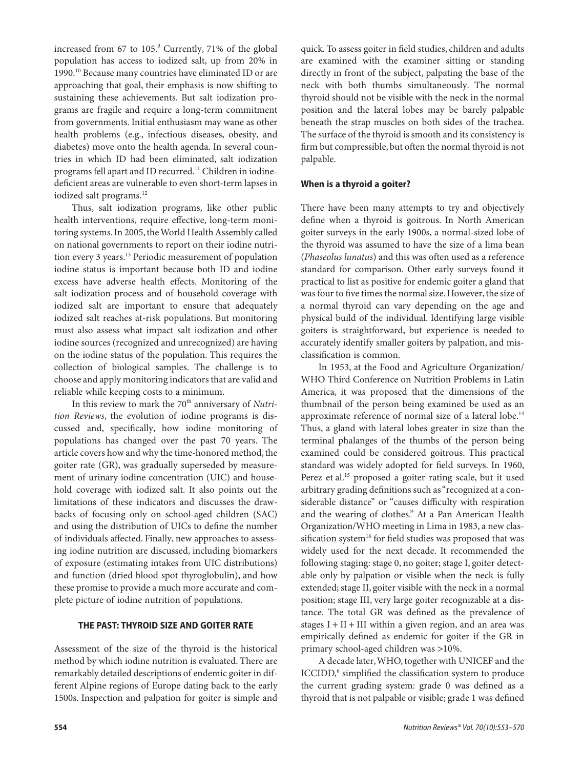increased from 67 to 105.[9] Currently, 71% of the global population has access to iodized salt, up from 20% in 1990.[10] Because many countries have eliminated ID or are approaching that goal, their emphasis is now shifting to sustaining these achievements. But salt iodization programs are fragile and require a long-term commitment from governments. Initial enthusiasm may wane as other health problems (e.g., infectious diseases, obesity, and diabetes) move onto the health agenda. In several countries in which ID had been eliminated, salt iodization programs fell apart and ID recurred.[11] Children in iodine-deficient areas are vulnerable to even short-term lapses in iodized salt programs.[12]

Thus, salt iodization programs, like other public health interventions, require effective, long-term monitoring systems. In 2005, the World Health Assembly called on national governments to report on their iodine nutrition every 3 years.[13] Periodic measurement of population iodine status is important because both ID and iodine excess have adverse health effects. Monitoring of the salt iodization process and of household coverage with iodized salt are important to ensure that adequately iodized salt reaches at-risk populations. But monitoring must also assess what impact salt iodization and other iodine sources (recognized and unrecognized) are having on the iodine status of the population. This requires the collection of biological samples. The challenge is to choose and apply monitoring indicators that are valid and reliable while keeping costs to a minimum.

In this review to mark the 70th anniversary of *Nutrition Reviews*, the evolution of iodine programs is discussed and, specifically, how iodine monitoring of populations has changed over the past 70 years. The article covers how and why the time-honored method, the goiter rate (GR), was gradually superseded by measurement of urinary iodine concentration (UIC) and household coverage with iodized salt. It also points out the limitations of these indicators and discusses the drawbacks of focusing only on school-aged children (SAC) and using the distribution of UICs to define the number of individuals affected. Finally, new approaches to assessing iodine nutrition are discussed, including biomarkers of exposure (estimating intakes from UIC distributions) and function (dried blood spot thyroglobulin), and how these promise to provide a much more accurate and complete picture of iodine nutrition of populations.

## THE PAST: THYROID SIZE AND GOITER RATE

Assessment of the size of the thyroid is the historical method by which iodine nutrition is evaluated. There are remarkably detailed descriptions of endemic goiter in different Alpine regions of Europe dating back to the early 1500s. Inspection and palpation for goiter is simple and quick. To assess goiter in field studies, children and adults are examined with the examiner sitting or standing directly in front of the subject, palpating the base of the neck with both thumbs simultaneously. The normal thyroid should not be visible with the neck in the normal position and the lateral lobes may be barely palpable beneath the strap muscles on both sides of the trachea. The surface of the thyroid is smooth and its consistency is firm but compressible, but often the normal thyroid is not palpable.

### When is a thyroid a goiter?

There have been many attempts to try and objectively define when a thyroid is goitrous. In North American goiter surveys in the early 1900s, a normal-sized lobe of the thyroid was assumed to have the size of a lima bean (*Phaseolus lunatus*) and this was often used as a reference standard for comparison. Other early surveys found it practical to list as positive for endemic goiter a gland that was four to five times the normal size. However, the size of a normal thyroid can vary depending on the age and physical build of the individual. Identifying large visible goiters is straightforward, but experience is needed to accurately identify smaller goiters by palpation, and misclassification is common.

In 1953, at the Food and Agriculture Organization/WHO Third Conference on Nutrition Problems in Latin America, it was proposed that the dimensions of the thumbnail of the person being examined be used as an approximate reference of normal size of a lateral lobe.[14] Thus, a gland with lateral lobes greater in size than the terminal phalanges of the thumbs of the person being examined could be considered goitrous. This practical standard was widely adopted for field surveys. In 1960, Perez et al.[15] proposed a goiter rating scale, but it used arbitrary grading definitions such as "recognized at a considerable distance" or "causes difficulty with respiration and the wearing of clothes." At a Pan American Health Organization/WHO meeting in Lima in 1983, a new classification system[16] for field studies was proposed that was widely used for the next decade. It recommended the following staging: stage 0, no goiter; stage I, goiter detectable only by palpation or visible when the neck is fully extended; stage II, goiter visible with the neck in a normal position; stage III, very large goiter recognizable at a distance. The total GR was defined as the prevalence of stages I + II + III within a given region, and an area was empirically defined as endemic for goiter if the GR in primary school-aged children was >10%.

A decade later, WHO, together with UNICEF and the ICCIDD,[6] simplified the classification system to produce the current grading system: grade 0 was defined as a thyroid that is not palpable or visible; grade 1 was defined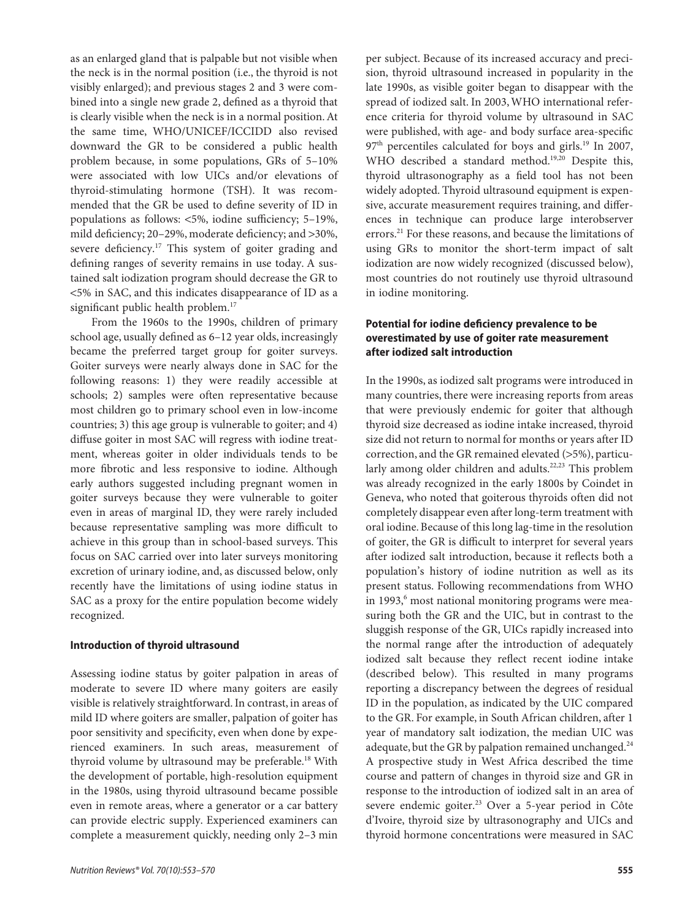as an enlarged gland that is palpable but not visible when the neck is in the normal position (i.e., the thyroid is not visibly enlarged); and previous stages 2 and 3 were combined into a single new grade 2, defined as a thyroid that is clearly visible when the neck is in a normal position. At the same time, WHO/UNICEF/ICCIDD also revised downward the GR to be considered a public health problem because, in some populations, GRs of 5–10% were associated with low UICs and/or elevations of thyroid-stimulating hormone (TSH). It was recommended that the GR be used to define severity of ID in populations as follows: <5%, iodine sufficiency; 5–19%, mild deficiency; 20–29%, moderate deficiency; and >30%, severe deficiency.[17] This system of goiter grading and defining ranges of severity remains in use today. A sustained salt iodization program should decrease the GR to <5% in SAC, and this indicates disappearance of ID as a significant public health problem.[17]

From the 1960s to the 1990s, children of primary school age, usually defined as 6–12 year olds, increasingly became the preferred target group for goiter surveys. Goiter surveys were nearly always done in SAC for the following reasons: 1) they were readily accessible at schools; 2) samples were often representative because most children go to primary school even in low-income countries; 3) this age group is vulnerable to goiter; and 4) diffuse goiter in most SAC will regress with iodine treatment, whereas goiter in older individuals tends to be more fibrotic and less responsive to iodine. Although early authors suggested including pregnant women in goiter surveys because they were vulnerable to goiter even in areas of marginal ID, they were rarely included because representative sampling was more difficult to achieve in this group than in school-based surveys. This focus on SAC carried over into later surveys monitoring excretion of urinary iodine, and, as discussed below, only recently have the limitations of using iodine status in SAC as a proxy for the entire population become widely recognized.

### Introduction of thyroid ultrasound

Assessing iodine status by goiter palpation in areas of moderate to severe ID where many goiters are easily visible is relatively straightforward. In contrast, in areas of mild ID where goiters are smaller, palpation of goiter has poor sensitivity and specificity, even when done by experienced examiners. In such areas, measurement of thyroid volume by ultrasound may be preferable.[18] With the development of portable, high-resolution equipment in the 1980s, using thyroid ultrasound became possible even in remote areas, where a generator or a car battery can provide electric supply. Experienced examiners can complete a measurement quickly, needing only 2–3 min per subject. Because of its increased accuracy and precision, thyroid ultrasound increased in popularity in the late 1990s, as visible goiter began to disappear with the spread of iodized salt. In 2003, WHO international reference criteria for thyroid volume by ultrasound in SAC were published, with age- and body surface area-specific 97[th] percentiles calculated for boys and girls.[19] In 2007, WHO described a standard method.[19,20] Despite this, thyroid ultrasonography as a field tool has not been widely adopted. Thyroid ultrasound equipment is expensive, accurate measurement requires training, and differences in technique can produce large interobserver errors.[21] For these reasons, and because the limitations of using GRs to monitor the short-term impact of salt iodization are now widely recognized (discussed below), most countries do not routinely use thyroid ultrasound in iodine monitoring.

### Potential for iodine deficiency prevalence to be overestimated by use of goiter rate measurement after iodized salt introduction

In the 1990s, as iodized salt programs were introduced in many countries, there were increasing reports from areas that were previously endemic for goiter that although thyroid size decreased as iodine intake increased, thyroid size did not return to normal for months or years after ID correction, and the GR remained elevated (>5%), particularly among older children and adults.[22,23] This problem was already recognized in the early 1800s by Coindet in Geneva, who noted that goiterous thyroids often did not completely disappear even after long-term treatment with oral iodine. Because of this long lag-time in the resolution of goiter, the GR is difficult to interpret for several years after iodized salt introduction, because it reflects both a population's history of iodine nutrition as well as its present status. Following recommendations from WHO in 1993,[6] most national monitoring programs were measuring both the GR and the UIC, but in contrast to the sluggish response of the GR, UICs rapidly increased into the normal range after the introduction of adequately iodized salt because they reflect recent iodine intake (described below). This resulted in many programs reporting a discrepancy between the degrees of residual ID in the population, as indicated by the UIC compared to the GR. For example, in South African children, after 1 year of mandatory salt iodization, the median UIC was adequate, but the GR by palpation remained unchanged.[24] A prospective study in West Africa described the time course and pattern of changes in thyroid size and GR in response to the introduction of iodized salt in an area of severe endemic goiter.[23] Over a 5-year period in Côte d'Ivoire, thyroid size by ultrasonography and UICs and thyroid hormone concentrations were measured in SAC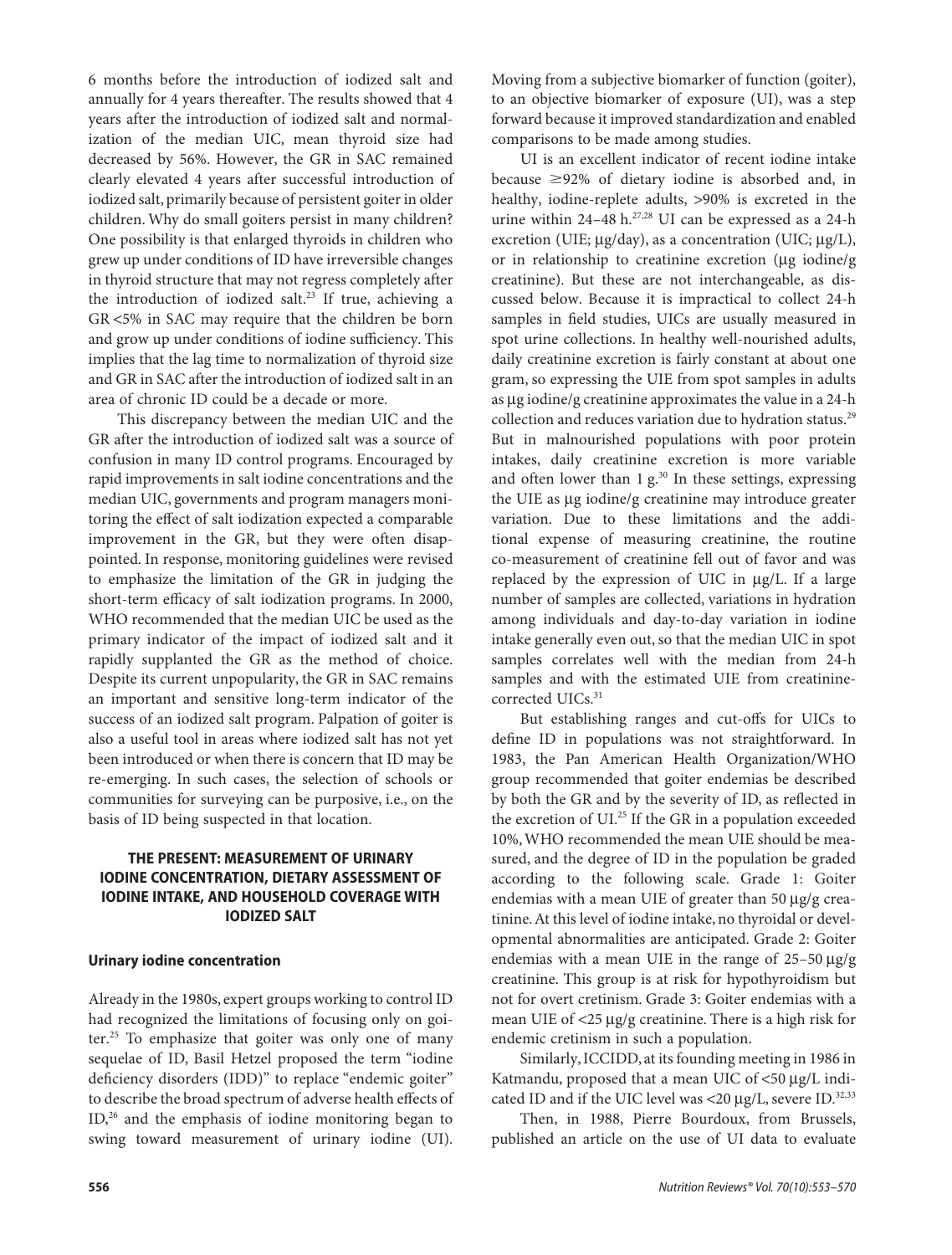6 months before the introduction of iodized salt and annually for 4 years thereafter. The results showed that 4 years after the introduction of iodized salt and normalization of the median UIC, mean thyroid size had decreased by 56%. However, the GR in SAC remained clearly elevated 4 years after successful introduction of iodized salt, primarily because of persistent goiter in older children. Why do small goiters persist in many children? One possibility is that enlarged thyroids in children who grew up under conditions of ID have irreversible changes in thyroid structure that may not regress completely after the introduction of iodized salt.[23] If true, achieving a GR <5% in SAC may require that the children be born and grow up under conditions of iodine sufficiency. This implies that the lag time to normalization of thyroid size and GR in SAC after the introduction of iodized salt in an area of chronic ID could be a decade or more.

This discrepancy between the median UIC and the GR after the introduction of iodized salt was a source of confusion in many ID control programs. Encouraged by rapid improvements in salt iodine concentrations and the median UIC, governments and program managers monitoring the effect of salt iodization expected a comparable improvement in the GR, but they were often disappointed. In response, monitoring guidelines were revised to emphasize the limitation of the GR in judging the short-term efficacy of salt iodization programs. In 2000, WHO recommended that the median UIC be used as the primary indicator of the impact of iodized salt and it rapidly supplanted the GR as the method of choice. Despite its current unpopularity, the GR in SAC remains an important and sensitive long-term indicator of the success of an iodized salt program. Palpation of goiter is also a useful tool in areas where iodized salt has not yet been introduced or when there is concern that ID may be re-emerging. In such cases, the selection of schools or communities for surveying can be purposive, i.e., on the basis of ID being suspected in that location.

## THE PRESENT: MEASUREMENT OF URINARY IODINE CONCENTRATION, DIETARY ASSESSMENT OF IODINE INTAKE, AND HOUSEHOLD COVERAGE WITH IODIZED SALT

### Urinary iodine concentration

Already in the 1980s, expert groups working to control ID had recognized the limitations of focusing only on goiter.[25] To emphasize that goiter was only one of many sequelae of ID, Basil Hetzel proposed the term "iodine deficiency disorders (IDD)" to replace "endemic goiter" to describe the broad spectrum of adverse health effects of ID,[26] and the emphasis of iodine monitoring began to swing toward measurement of urinary iodine (UI). Moving from a subjective biomarker of function (goiter), to an objective biomarker of exposure (UI), was a step forward because it improved standardization and enabled comparisons to be made among studies.

UI is an excellent indicator of recent iodine intake because ≥92% of dietary iodine is absorbed and, in healthy, iodine-replete adults, >90% is excreted in the urine within 24–48 h.[27,28] UI can be expressed as a 24-h excretion (UIE; μg/day), as a concentration (UIC; μg/L), or in relationship to creatinine excretion (μg iodine/g creatinine). But these are not interchangeable, as discussed below. Because it is impractical to collect 24-h samples in field studies, UICs are usually measured in spot urine collections. In healthy well-nourished adults, daily creatinine excretion is fairly constant at about one gram, so expressing the UIE from spot samples in adults as μg iodine/g creatinine approximates the value in a 24-h collection and reduces variation due to hydration status.[29] But in malnourished populations with poor protein intakes, daily creatinine excretion is more variable and often lower than 1 g.[30] In these settings, expressing the UIE as μg iodine/g creatinine may introduce greater variation. Due to these limitations and the additional expense of measuring creatinine, the routine co-measurement of creatinine fell out of favor and was replaced by the expression of UIC in μg/L. If a large number of samples are collected, variations in hydration among individuals and day-to-day variation in iodine intake generally even out, so that the median UIC in spot samples correlates well with the median from 24-h samples and with the estimated UIE from creatinine-corrected UICs.[31]

But establishing ranges and cut-offs for UICs to define ID in populations was not straightforward. In 1983, the Pan American Health Organization/WHO group recommended that goiter endemias be described by both the GR and by the severity of ID, as reflected in the excretion of UI.[25] If the GR in a population exceeded 10%, WHO recommended the mean UIE should be measured, and the degree of ID in the population be graded according to the following scale. Grade 1: Goiter endemias with a mean UIE of greater than 50 μg/g creatinine. At this level of iodine intake, no thyroidal or developmental abnormalities are anticipated. Grade 2: Goiter endemias with a mean UIE in the range of 25–50 μg/g creatinine. This group is at risk for hypothyroidism but not for overt cretinism. Grade 3: Goiter endemias with a mean UIE of <25 μg/g creatinine. There is a high risk for endemic cretinism in such a population.

Similarly, ICCIDD, at its founding meeting in 1986 in Katmandu, proposed that a mean UIC of <50 μg/L indicated ID and if the UIC level was <20 μg/L, severe ID.[32,33]

Then, in 1988, Pierre Bourdoux, from Brussels, published an article on the use of UI data to evaluate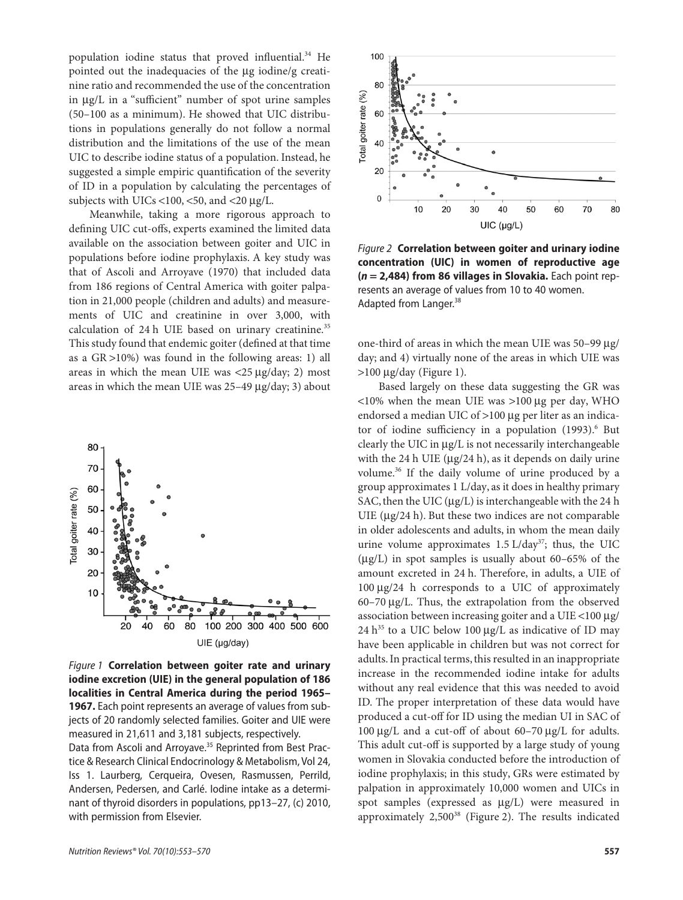population iodine status that proved influential.[34] He pointed out the inadequacies of the μg iodine/g creatinine ratio and recommended the use of the concentration in μg/L in a "sufficient" number of spot urine samples (50–100 as a minimum). He showed that UIC distributions in populations generally do not follow a normal distribution and the limitations of the use of the mean UIC to describe iodine status of a population. Instead, he suggested a simple empiric quantification of the severity of ID in a population by calculating the percentages of subjects with UICs <100, <50, and <20 μg/L.

Meanwhile, taking a more rigorous approach to defining UIC cut-offs, experts examined the limited data available on the association between goiter and UIC in populations before iodine prophylaxis. A key study was that of Ascoli and Arroyave (1970) that included data from 186 regions of Central America with goiter palpation in 21,000 people (children and adults) and measurements of UIC and creatinine in over 3,000, with calculation of 24 h UIE based on urinary creatinine.[35] This study found that endemic goiter (defined at that time as a GR >10%) was found in the following areas: 1) all areas in which the mean UIE was <25 μg/day; 2) most areas in which the mean UIE was 25–49 μg/day; 3) about one-third of areas in which the mean UIE was 50–99 μg/day; and 4) virtually none of the areas in which UIE was >100 μg/day (Figure 1).

*Figure 1* **Correlation between goiter rate and urinary iodine excretion (UIE) in the general population of 186 localities in Central America during the period 1965–1967.** Each point represents an average of values from subjects of 20 randomly selected families. Goiter and UIE were measured in 21,611 and 3,181 subjects, respectively. Data from Ascoli and Arroyave.[35] Reprinted from Best Practice & Research Clinical Endocrinology & Metabolism, Vol 24, Iss 1. Laurberg, Cerqueira, Ovesen, Rasmussen, Perrild, Andersen, Pedersen, and Carlé. Iodine intake as a determinant of thyroid disorders in populations, pp13–27, (c) 2010, with permission from Elsevier.

*Figure 2* **Correlation between goiter and urinary iodine concentration (UIC) in women of reproductive age (*n* = 2,484) from 86 villages in Slovakia.** Each point represents an average of values from 10 to 40 women. Adapted from Langer.[38]

Based largely on these data suggesting the GR was <10% when the mean UIE was >100 μg per day, WHO endorsed a median UIC of >100 μg per liter as an indicator of iodine sufficiency in a population (1993).[6] But clearly the UIC in μg/L is not necessarily interchangeable with the 24 h UIE (μg/24 h), as it depends on daily urine volume.[36] If the daily volume of urine produced by a group approximates 1 L/day, as it does in healthy primary SAC, then the UIC (μg/L) is interchangeable with the 24 h UIE (μg/24 h). But these two indices are not comparable in older adolescents and adults, in whom the mean daily urine volume approximates 1.5 L/day[37]; thus, the UIC (μg/L) in spot samples is usually about 60–65% of the amount excreted in 24 h. Therefore, in adults, a UIE of 100 μg/24 h corresponds to a UIC of approximately 60–70 μg/L. Thus, the extrapolation from the observed association between increasing goiter and a UIE <100 μg/24 h[35] to a UIC below 100 μg/L as indicative of ID may have been applicable in children but was not correct for adults. In practical terms, this resulted in an inappropriate increase in the recommended iodine intake for adults without any real evidence that this was needed to avoid ID. The proper interpretation of these data would have produced a cut-off for ID using the median UI in SAC of 100 μg/L and a cut-off of about 60–70 μg/L for adults. This adult cut-off is supported by a large study of young women in Slovakia conducted before the introduction of iodine prophylaxis; in this study, GRs were estimated by palpation in approximately 10,000 women and UICs in spot samples (expressed as μg/L) were measured in approximately 2,500[38] (Figure 2). The results indicated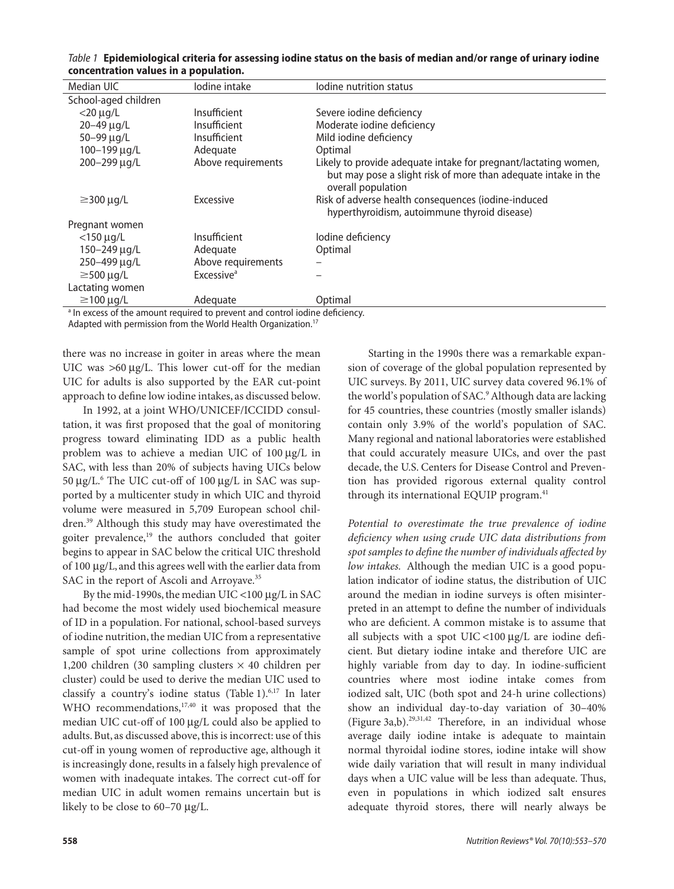*Table 1* **Epidemiological criteria for assessing iodine status on the basis of median and/or range of urinary iodine concentration values in a population.**

| Median UIC | Iodine intake | Iodine nutrition status |
|---|---|---|
| School-aged children | | |
| <20 μg/L | Insufficient | Severe iodine deficiency |
| 20–49 μg/L | Insufficient | Moderate iodine deficiency |
| 50–99 μg/L | Insufficient | Mild iodine deficiency |
| 100–199 μg/L | Adequate | Optimal |
| 200–299 μg/L | Above requirements | Likely to provide adequate intake for pregnant/lactating women, but may pose a slight risk of more than adequate intake in the overall population |
| ≥300 μg/L | Excessive | Risk of adverse health consequences (iodine-induced hyperthyroidism, autoimmune thyroid disease) |
| Pregnant women | | |
| <150 μg/L | Insufficient | Iodine deficiency |
| 150–249 μg/L | Adequate | Optimal |
| 250–499 μg/L | Above requirements | – |
| ≥500 μg/L | Excessive[a] | – |
| Lactating women | | |
| ≥100 μg/L | Adequate | Optimal |

[a] In excess of the amount required to prevent and control iodine deficiency.

Adapted with permission from the World Health Organization.[17]

there was no increase in goiter in areas where the mean UIC was >60 μg/L. This lower cut-off for the median UIC for adults is also supported by the EAR cut-point approach to define low iodine intakes, as discussed below.

In 1992, at a joint WHO/UNICEF/ICCIDD consultation, it was first proposed that the goal of monitoring progress toward eliminating IDD as a public health problem was to achieve a median UIC of 100 μg/L in SAC, with less than 20% of subjects having UICs below 50 μg/L.[6] The UIC cut-off of 100 μg/L in SAC was supported by a multicenter study in which UIC and thyroid volume were measured in 5,709 European school children.[39] Although this study may have overestimated the goiter prevalence,[19] the authors concluded that goiter begins to appear in SAC below the critical UIC threshold of 100 μg/L, and this agrees well with the earlier data from SAC in the report of Ascoli and Arroyave.[35]

By the mid-1990s, the median UIC <100 μg/L in SAC had become the most widely used biochemical measure of ID in a population. For national, school-based surveys of iodine nutrition, the median UIC from a representative sample of spot urine collections from approximately 1,200 children (30 sampling clusters × 40 children per cluster) could be used to derive the median UIC used to classify a country's iodine status (Table 1).[6,17] In later WHO recommendations,[17,40] it was proposed that the median UIC cut-off of 100 μg/L could also be applied to adults. But, as discussed above, this is incorrect: use of this cut-off in young women of reproductive age, although it is increasingly done, results in a falsely high prevalence of women with inadequate intakes. The correct cut-off for median UIC in adult women remains uncertain but is likely to be close to 60–70 μg/L.

Starting in the 1990s there was a remarkable expansion of coverage of the global population represented by UIC surveys. By 2011, UIC survey data covered 96.1% of the world's population of SAC.[9] Although data are lacking for 45 countries, these countries (mostly smaller islands) contain only 3.9% of the world's population of SAC. Many regional and national laboratories were established that could accurately measure UICs, and over the past decade, the U.S. Centers for Disease Control and Prevention has provided rigorous external quality control through its international EQUIP program.[41]

*Potential to overestimate the true prevalence of iodine deficiency when using crude UIC data distributions from spot samples to define the number of individuals affected by low intakes.* Although the median UIC is a good population indicator of iodine status, the distribution of UIC around the median in iodine surveys is often misinterpreted in an attempt to define the number of individuals who are deficient. A common mistake is to assume that all subjects with a spot UIC <100 μg/L are iodine deficient. But dietary iodine intake and therefore UIC are highly variable from day to day. In iodine-sufficient countries where most iodine intake comes from iodized salt, UIC (both spot and 24-h urine collections) show an individual day-to-day variation of 30–40% (Figure 3a,b).[29,31,42] Therefore, in an individual whose average daily iodine intake is adequate to maintain normal thyroidal iodine stores, iodine intake will show wide daily variation that will result in many individual days when a UIC value will be less than adequate. Thus, even in populations in which iodized salt ensures adequate thyroid stores, there will nearly always be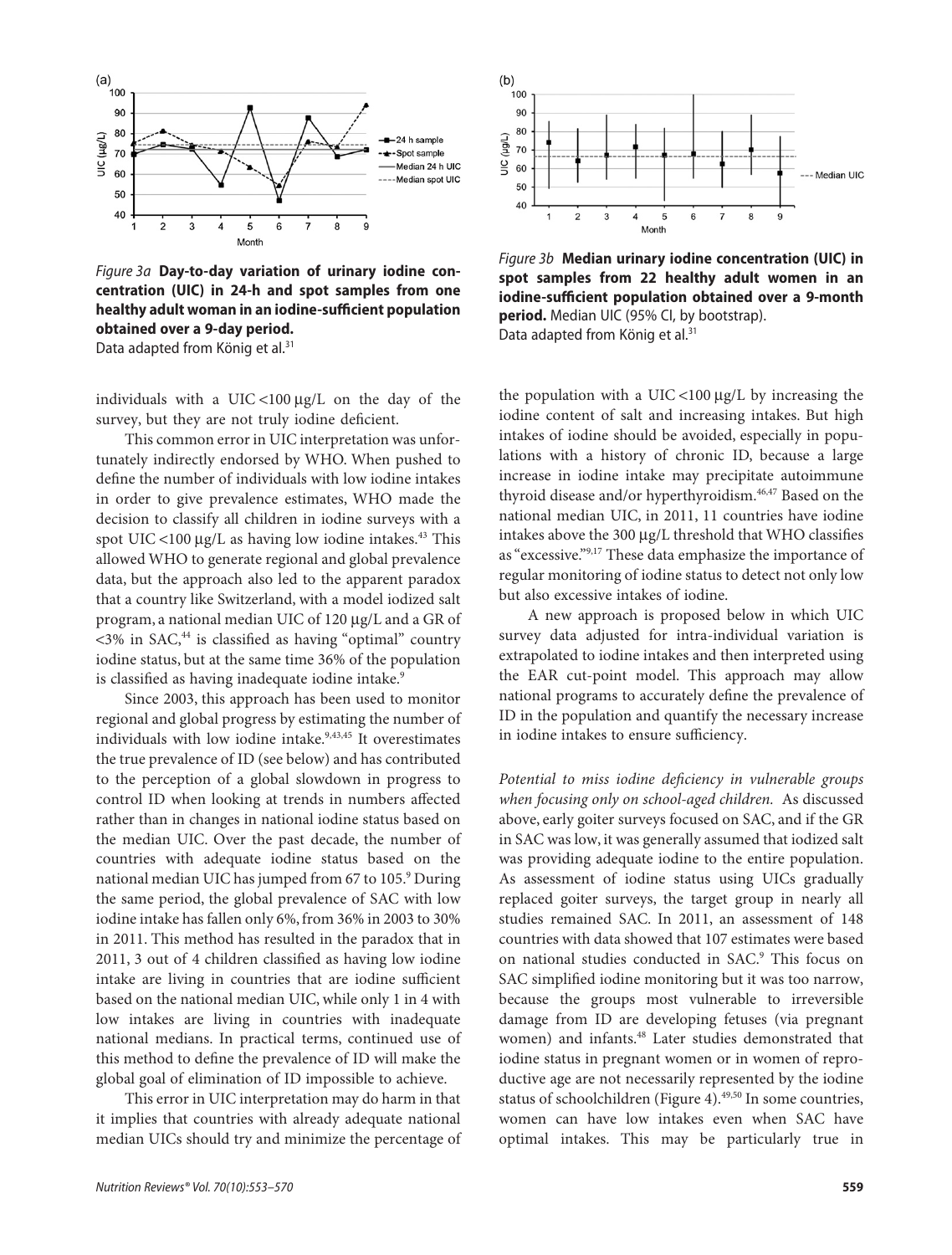*Figure 3a* **Day-to-day variation of urinary iodine concentration (UIC) in 24-h and spot samples from one healthy adult woman in an iodine-sufficient population obtained over a 9-day period.**
Data adapted from König et al.[31]

*Figure 3b* **Median urinary iodine concentration (UIC) in spot samples from 22 healthy adult women in an iodine-sufficient population obtained over a 9-month period.** Median UIC (95% CI, by bootstrap).
Data adapted from König et al.[31]

individuals with a UIC <100 µg/L on the day of the survey, but they are not truly iodine deficient.

This common error in UIC interpretation was unfortunately indirectly endorsed by WHO. When pushed to define the number of individuals with low iodine intakes in order to give prevalence estimates, WHO made the decision to classify all children in iodine surveys with a spot UIC <100 µg/L as having low iodine intakes.[43] This allowed WHO to generate regional and global prevalence data, but the approach also led to the apparent paradox that a country like Switzerland, with a model iodized salt program, a national median UIC of 120 µg/L and a GR of <3% in SAC,[44] is classified as having "optimal" country iodine status, but at the same time 36% of the population is classified as having inadequate iodine intake.[9]

Since 2003, this approach has been used to monitor regional and global progress by estimating the number of individuals with low iodine intake.[9,43,45] It overestimates the true prevalence of ID (see below) and has contributed to the perception of a global slowdown in progress to control ID when looking at trends in numbers affected rather than in changes in national iodine status based on the median UIC. Over the past decade, the number of countries with adequate iodine status based on the national median UIC has jumped from 67 to 105.[9] During the same period, the global prevalence of SAC with low iodine intake has fallen only 6%, from 36% in 2003 to 30% in 2011. This method has resulted in the paradox that in 2011, 3 out of 4 children classified as having low iodine intake are living in countries that are iodine sufficient based on the national median UIC, while only 1 in 4 with low intakes are living in countries with inadequate national medians. In practical terms, continued use of this method to define the prevalence of ID will make the global goal of elimination of ID impossible to achieve.

This error in UIC interpretation may do harm in that it implies that countries with already adequate national median UICs should try and minimize the percentage of the population with a UIC <100 µg/L by increasing the iodine content of salt and increasing intakes. But high intakes of iodine should be avoided, especially in populations with a history of chronic ID, because a large increase in iodine intake may precipitate autoimmune thyroid disease and/or hyperthyroidism.[46,47] Based on the national median UIC, in 2011, 11 countries have iodine intakes above the 300 µg/L threshold that WHO classifies as "excessive."[9,17] These data emphasize the importance of regular monitoring of iodine status to detect not only low but also excessive intakes of iodine.

A new approach is proposed below in which UIC survey data adjusted for intra-individual variation is extrapolated to iodine intakes and then interpreted using the EAR cut-point model. This approach may allow national programs to accurately define the prevalence of ID in the population and quantify the necessary increase in iodine intakes to ensure sufficiency.

*Potential to miss iodine deficiency in vulnerable groups when focusing only on school-aged children.* As discussed above, early goiter surveys focused on SAC, and if the GR in SAC was low, it was generally assumed that iodized salt was providing adequate iodine to the entire population. As assessment of iodine status using UICs gradually replaced goiter surveys, the target group in nearly all studies remained SAC. In 2011, an assessment of 148 countries with data showed that 107 estimates were based on national studies conducted in SAC.[9] This focus on SAC simplified iodine monitoring but it was too narrow, because the groups most vulnerable to irreversible damage from ID are developing fetuses (via pregnant women) and infants.[48] Later studies demonstrated that iodine status in pregnant women or in women of reproductive age are not necessarily represented by the iodine status of schoolchildren (Figure 4).[49,50] In some countries, women can have low intakes even when SAC have optimal intakes. This may be particularly true in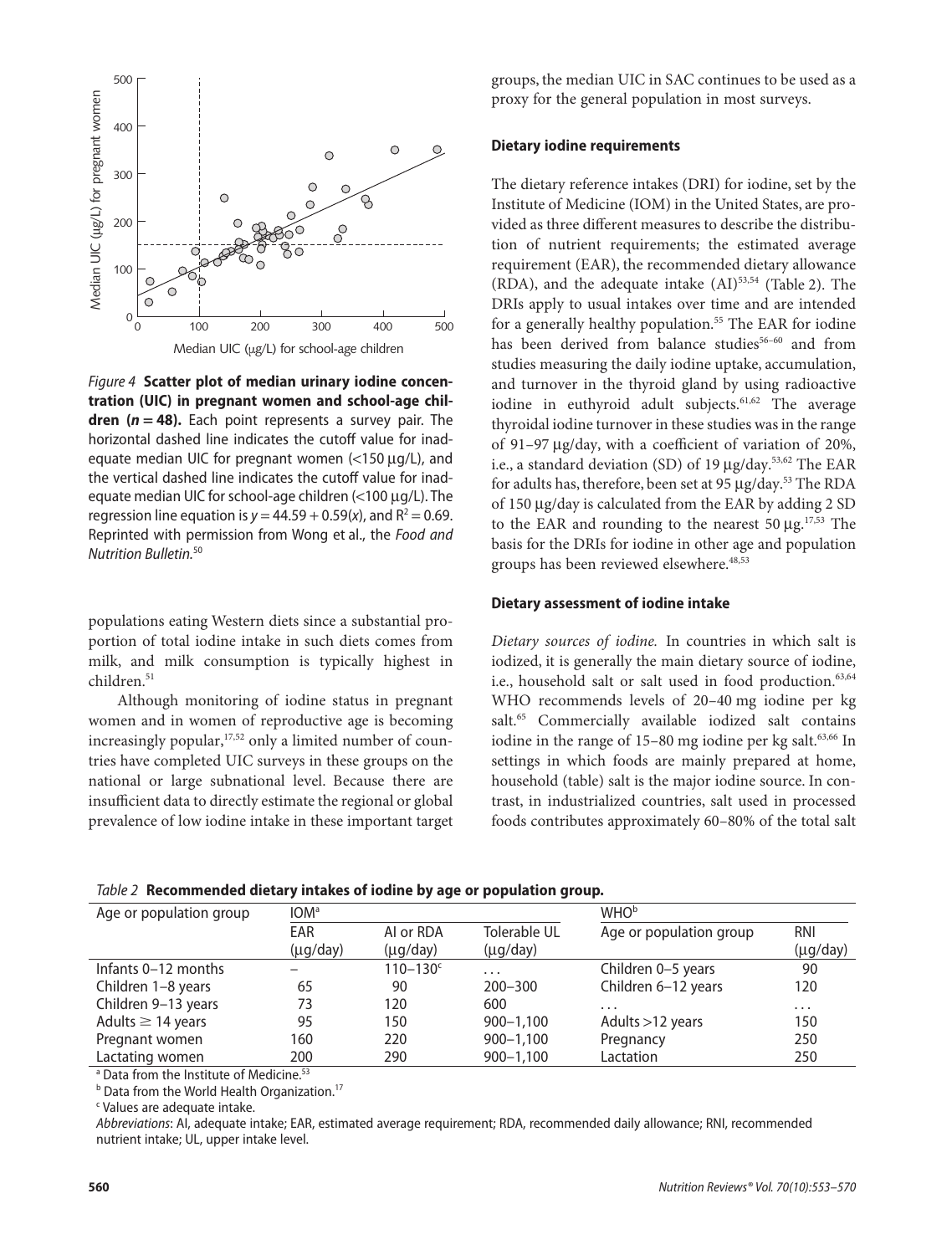*Figure 4* **Scatter plot of median urinary iodine concentration (UIC) in pregnant women and school-age children ($n = 48$).** Each point represents a survey pair. The horizontal dashed line indicates the cutoff value for inadequate median UIC for pregnant women (<150 μg/L), and the vertical dashed line indicates the cutoff value for inadequate median UIC for school-age children (<100 μg/L). The regression line equation is $y = 44.59 + 0.59(x)$, and $R^2 = 0.69$. Reprinted with permission from Wong et al., the *Food and Nutrition Bulletin*.[50]

populations eating Western diets since a substantial proportion of total iodine intake in such diets comes from milk, and milk consumption is typically highest in children.[51]

Although monitoring of iodine status in pregnant women and in women of reproductive age is becoming increasingly popular,[17,52] only a limited number of countries have completed UIC surveys in these groups on the national or large subnational level. Because there are insufficient data to directly estimate the regional or global prevalence of low iodine intake in these important target groups, the median UIC in SAC continues to be used as a proxy for the general population in most surveys.

### Dietary iodine requirements

The dietary reference intakes (DRI) for iodine, set by the Institute of Medicine (IOM) in the United States, are provided as three different measures to describe the distribution of nutrient requirements; the estimated average requirement (EAR), the recommended dietary allowance (RDA), and the adequate intake (AI)[53,54] (Table 2). The DRIs apply to usual intakes over time and are intended for a generally healthy population.[55] The EAR for iodine has been derived from balance studies[56–60] and from studies measuring the daily iodine uptake, accumulation, and turnover in the thyroid gland by using radioactive iodine in euthyroid adult subjects.[61,62] The average thyroidal iodine turnover in these studies was in the range of 91–97 μg/day, with a coefficient of variation of 20%, i.e., a standard deviation (SD) of 19 μg/day.[53,62] The EAR for adults has, therefore, been set at 95 μg/day.[53] The RDA of 150 μg/day is calculated from the EAR by adding 2 SD to the EAR and rounding to the nearest 50 μg.[17,53] The basis for the DRIs for iodine in other age and population groups has been reviewed elsewhere.[48,53]

### Dietary assessment of iodine intake

*Dietary sources of iodine.* In countries in which salt is iodized, it is generally the main dietary source of iodine, i.e., household salt or salt used in food production.[63,64] WHO recommends levels of 20–40 mg iodine per kg salt.[65] Commercially available iodized salt contains iodine in the range of 15–80 mg iodine per kg salt.[63,66] In settings in which foods are mainly prepared at home, household (table) salt is the major iodine source. In contrast, in industrialized countries, salt used in processed foods contributes approximately 60–80% of the total salt

*Table 2* **Recommended dietary intakes of iodine by age or population group.**

| Age or population group | IOM[a] | | | WHO[b] | |
|---|---|---|---|---|---|
| | EAR (μg/day) | AI or RDA (μg/day) | Tolerable UL (μg/day) | Age or population group | RNI (μg/day) |
| Infants 0–12 months | – | 110–130[c] | ... | Children 0–5 years | 90 |
| Children 1–8 years | 65 | 90 | 200–300 | Children 6–12 years | 120 |
| Children 9–13 years | 73 | 120 | 600 | ... | ... |
| Adults ≥ 14 years | 95 | 150 | 900–1,100 | Adults >12 years | 150 |
| Pregnant women | 160 | 220 | 900–1,100 | Pregnancy | 250 |
| Lactating women | 200 | 290 | 900–1,100 | Lactation | 250 |

[a] Data from the Institute of Medicine.[53]
[b] Data from the World Health Organization.[17]
[c] Values are adequate intake.
*Abbreviations*: AI, adequate intake; EAR, estimated average requirement; RDA, recommended daily allowance; RNI, recommended nutrient intake; UL, upper intake level.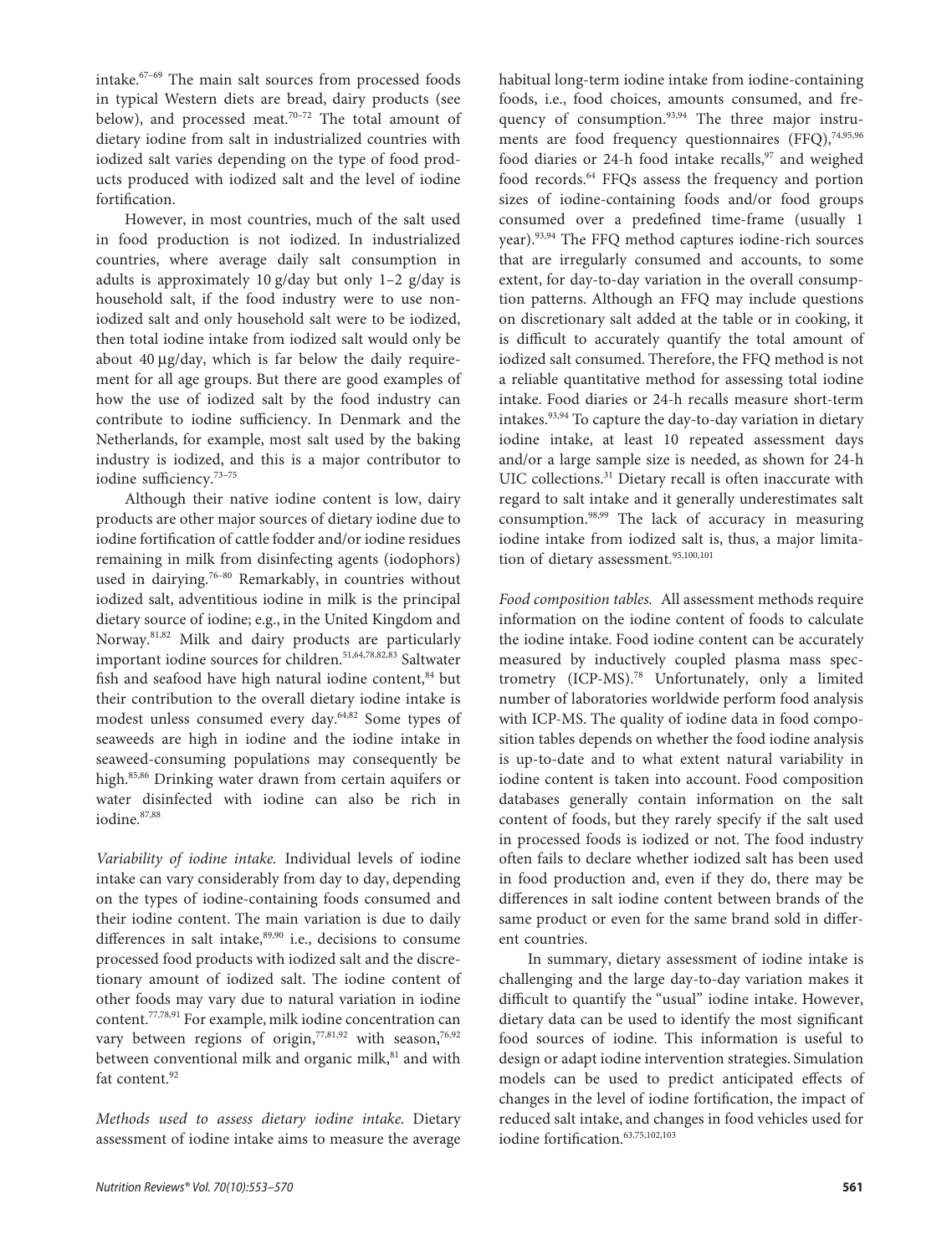intake.[67–69] The main salt sources from processed foods in typical Western diets are bread, dairy products (see below), and processed meat.[70–72] The total amount of dietary iodine from salt in industrialized countries with iodized salt varies depending on the type of food products produced with iodized salt and the level of iodine fortification.

However, in most countries, much of the salt used in food production is not iodized. In industrialized countries, where average daily salt consumption in adults is approximately 10 g/day but only 1–2 g/day is household salt, if the food industry were to use non-iodized salt and only household salt were to be iodized, then total iodine intake from iodized salt would only be about 40 μg/day, which is far below the daily requirement for all age groups. But there are good examples of how the use of iodized salt by the food industry can contribute to iodine sufficiency. In Denmark and the Netherlands, for example, most salt used by the baking industry is iodized, and this is a major contributor to iodine sufficiency.[73–75]

Although their native iodine content is low, dairy products are other major sources of dietary iodine due to iodine fortification of cattle fodder and/or iodine residues remaining in milk from disinfecting agents (iodophors) used in dairying.[76–80] Remarkably, in countries without iodized salt, adventitious iodine in milk is the principal dietary source of iodine; e.g., in the United Kingdom and Norway.[81,82] Milk and dairy products are particularly important iodine sources for children.[51,64,78,82,83] Saltwater fish and seafood have high natural iodine content,[84] but their contribution to the overall dietary iodine intake is modest unless consumed every day.[64,82] Some types of seaweeds are high in iodine and the iodine intake in seaweed-consuming populations may consequently be high.[85,86] Drinking water drawn from certain aquifers or water disinfected with iodine can also be rich in iodine.[87,88]

*Variability of iodine intake.* Individual levels of iodine intake can vary considerably from day to day, depending on the types of iodine-containing foods consumed and their iodine content. The main variation is due to daily differences in salt intake,[89,90] i.e., decisions to consume processed food products with iodized salt and the discretionary amount of iodized salt. The iodine content of other foods may vary due to natural variation in iodine content.[77,78,91] For example, milk iodine concentration can vary between regions of origin,[77,81,92] with season,[76,92] between conventional milk and organic milk,[81] and with fat content.[92]

*Methods used to assess dietary iodine intake.* Dietary assessment of iodine intake aims to measure the average habitual long-term iodine intake from iodine-containing foods, i.e., food choices, amounts consumed, and frequency of consumption.[93,94] The three major instruments are food frequency questionnaires (FFQ),[74,95,96] food diaries or 24-h food intake recalls,[97] and weighed food records.[64] FFQs assess the frequency and portion sizes of iodine-containing foods and/or food groups consumed over a predefined time-frame (usually 1 year).[93,94] The FFQ method captures iodine-rich sources that are irregularly consumed and accounts, to some extent, for day-to-day variation in the overall consumption patterns. Although an FFQ may include questions on discretionary salt added at the table or in cooking, it is difficult to accurately quantify the total amount of iodized salt consumed. Therefore, the FFQ method is not a reliable quantitative method for assessing total iodine intake. Food diaries or 24-h recalls measure short-term intakes.[93,94] To capture the day-to-day variation in dietary iodine intake, at least 10 repeated assessment days and/or a large sample size is needed, as shown for 24-h UIC collections.[31] Dietary recall is often inaccurate with regard to salt intake and it generally underestimates salt consumption.[98,99] The lack of accuracy in measuring iodine intake from iodized salt is, thus, a major limitation of dietary assessment.[95,100,101]

*Food composition tables.* All assessment methods require information on the iodine content of foods to calculate the iodine intake. Food iodine content can be accurately measured by inductively coupled plasma mass spectrometry (ICP-MS).[78] Unfortunately, only a limited number of laboratories worldwide perform food analysis with ICP-MS. The quality of iodine data in food composition tables depends on whether the food iodine analysis is up-to-date and to what extent natural variability in iodine content is taken into account. Food composition databases generally contain information on the salt content of foods, but they rarely specify if the salt used in processed foods is iodized or not. The food industry often fails to declare whether iodized salt has been used in food production and, even if they do, there may be differences in salt iodine content between brands of the same product or even for the same brand sold in different countries.

In summary, dietary assessment of iodine intake is challenging and the large day-to-day variation makes it difficult to quantify the "usual" iodine intake. However, dietary data can be used to identify the most significant food sources of iodine. This information is useful to design or adapt iodine intervention strategies. Simulation models can be used to predict anticipated effects of changes in the level of iodine fortification, the impact of reduced salt intake, and changes in food vehicles used for iodine fortification.[63,75,102,103]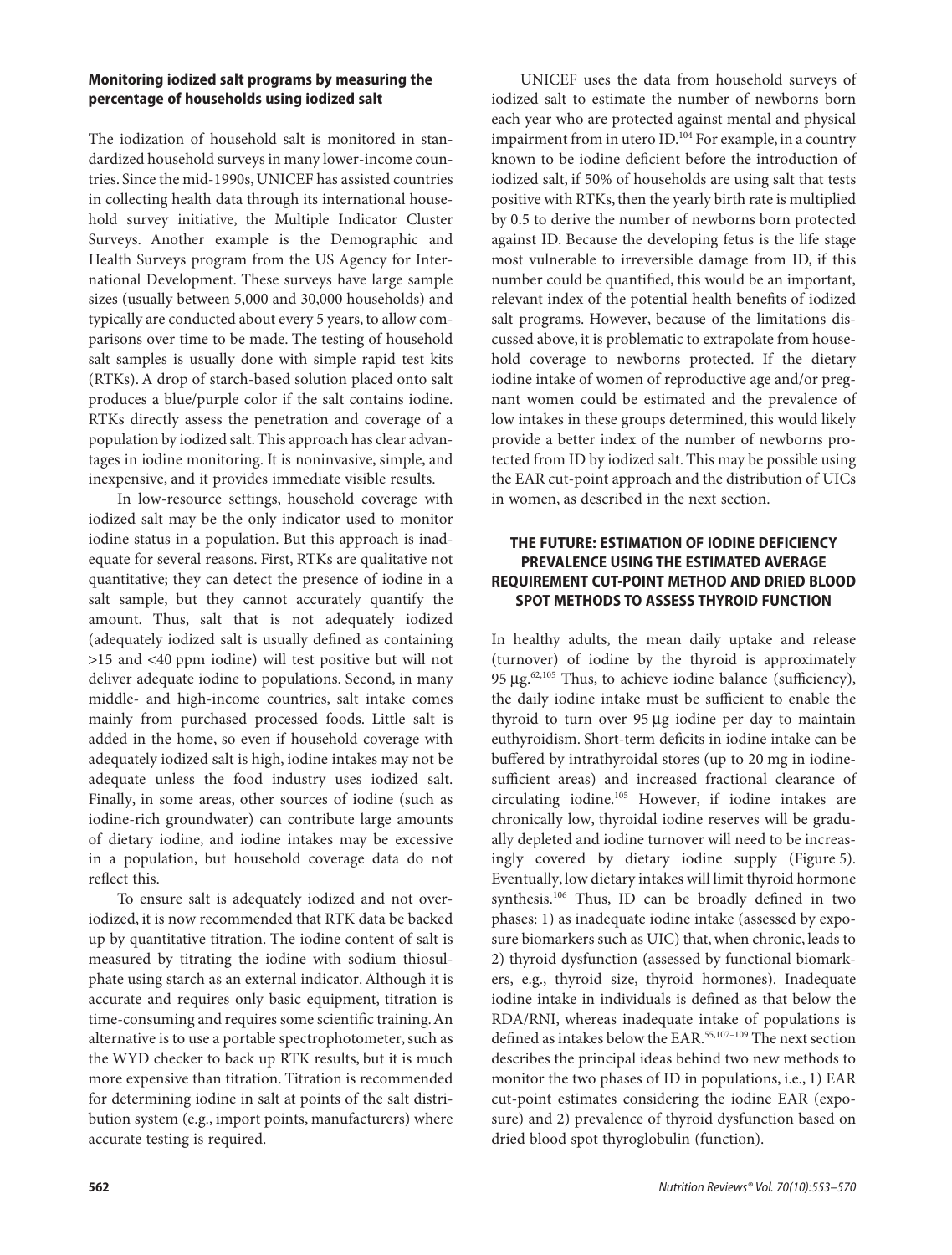### Monitoring iodized salt programs by measuring the percentage of households using iodized salt

The iodization of household salt is monitored in standardized household surveys in many lower-income countries. Since the mid-1990s, UNICEF has assisted countries in collecting health data through its international household survey initiative, the Multiple Indicator Cluster Surveys. Another example is the Demographic and Health Surveys program from the US Agency for International Development. These surveys have large sample sizes (usually between 5,000 and 30,000 households) and typically are conducted about every 5 years, to allow comparisons over time to be made. The testing of household salt samples is usually done with simple rapid test kits (RTKs). A drop of starch-based solution placed onto salt produces a blue/purple color if the salt contains iodine. RTKs directly assess the penetration and coverage of a population by iodized salt. This approach has clear advantages in iodine monitoring. It is noninvasive, simple, and inexpensive, and it provides immediate visible results.

In low-resource settings, household coverage with iodized salt may be the only indicator used to monitor iodine status in a population. But this approach is inadequate for several reasons. First, RTKs are qualitative not quantitative; they can detect the presence of iodine in a salt sample, but they cannot accurately quantify the amount. Thus, salt that is not adequately iodized (adequately iodized salt is usually defined as containing >15 and <40 ppm iodine) will test positive but will not deliver adequate iodine to populations. Second, in many middle- and high-income countries, salt intake comes mainly from purchased processed foods. Little salt is added in the home, so even if household coverage with adequately iodized salt is high, iodine intakes may not be adequate unless the food industry uses iodized salt. Finally, in some areas, other sources of iodine (such as iodine-rich groundwater) can contribute large amounts of dietary iodine, and iodine intakes may be excessive in a population, but household coverage data do not reflect this.

To ensure salt is adequately iodized and not over-iodized, it is now recommended that RTK data be backed up by quantitative titration. The iodine content of salt is measured by titrating the iodine with sodium thiosulphate using starch as an external indicator. Although it is accurate and requires only basic equipment, titration is time-consuming and requires some scientific training. An alternative is to use a portable spectrophotometer, such as the WYD checker to back up RTK results, but it is much more expensive than titration. Titration is recommended for determining iodine in salt at points of the salt distribution system (e.g., import points, manufacturers) where accurate testing is required.

UNICEF uses the data from household surveys of iodized salt to estimate the number of newborns born each year who are protected against mental and physical impairment from in utero ID.[104] For example, in a country known to be iodine deficient before the introduction of iodized salt, if 50% of households are using salt that tests positive with RTKs, then the yearly birth rate is multiplied by 0.5 to derive the number of newborns born protected against ID. Because the developing fetus is the life stage most vulnerable to irreversible damage from ID, if this number could be quantified, this would be an important, relevant index of the potential health benefits of iodized salt programs. However, because of the limitations discussed above, it is problematic to extrapolate from household coverage to newborns protected. If the dietary iodine intake of women of reproductive age and/or pregnant women could be estimated and the prevalence of low intakes in these groups determined, this would likely provide a better index of the number of newborns protected from ID by iodized salt. This may be possible using the EAR cut-point approach and the distribution of UICs in women, as described in the next section.

## THE FUTURE: ESTIMATION OF IODINE DEFICIENCY PREVALENCE USING THE ESTIMATED AVERAGE REQUIREMENT CUT-POINT METHOD AND DRIED BLOOD SPOT METHODS TO ASSESS THYROID FUNCTION

In healthy adults, the mean daily uptake and release (turnover) of iodine by the thyroid is approximately 95 μg.[62,105] Thus, to achieve iodine balance (sufficiency), the daily iodine intake must be sufficient to enable the thyroid to turn over 95 μg iodine per day to maintain euthyroidism. Short-term deficits in iodine intake can be buffered by intrathyroidal stores (up to 20 mg in iodine-sufficient areas) and increased fractional clearance of circulating iodine.[105] However, if iodine intakes are chronically low, thyroidal iodine reserves will be gradually depleted and iodine turnover will need to be increasingly covered by dietary iodine supply (Figure 5). Eventually, low dietary intakes will limit thyroid hormone synthesis.[106] Thus, ID can be broadly defined in two phases: 1) as inadequate iodine intake (assessed by exposure biomarkers such as UIC) that, when chronic, leads to 2) thyroid dysfunction (assessed by functional biomarkers, e.g., thyroid size, thyroid hormones). Inadequate iodine intake in individuals is defined as that below the RDA/RNI, whereas inadequate intake of populations is defined as intakes below the EAR.[55,107–109] The next section describes the principal ideas behind two new methods to monitor the two phases of ID in populations, i.e., 1) EAR cut-point estimates considering the iodine EAR (exposure) and 2) prevalence of thyroid dysfunction based on dried blood spot thyroglobulin (function).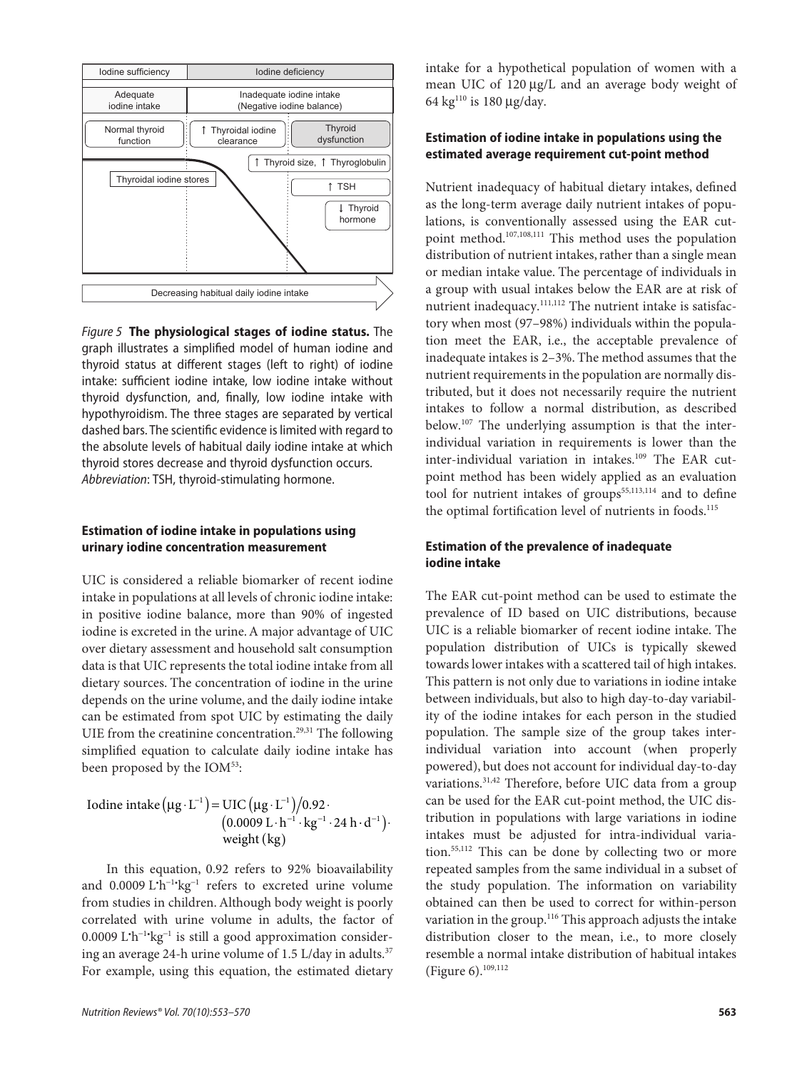*Figure 5* **The physiological stages of iodine status.** The graph illustrates a simplified model of human iodine and thyroid status at different stages (left to right) of iodine intake: sufficient iodine intake, low iodine intake without thyroid dysfunction, and, finally, low iodine intake with hypothyroidism. The three stages are separated by vertical dashed bars. The scientific evidence is limited with regard to the absolute levels of habitual daily iodine intake at which thyroid stores decrease and thyroid dysfunction occurs. *Abbreviation*: TSH, thyroid-stimulating hormone.

### Estimation of iodine intake in populations using urinary iodine concentration measurement

UIC is considered a reliable biomarker of recent iodine intake in populations at all levels of chronic iodine intake: in positive iodine balance, more than 90% of ingested iodine is excreted in the urine. A major advantage of UIC over dietary assessment and household salt consumption data is that UIC represents the total iodine intake from all dietary sources. The concentration of iodine in the urine depends on the urine volume, and the daily iodine intake can be estimated from spot UIC by estimating the daily UIE from the creatinine concentration.[29,31] The following simplified equation to calculate daily iodine intake has been proposed by the IOM[53]:

$$\text{Iodine intake}\left(\mu\text{g}\cdot\text{L}^{-1}\right)=\text{UIC}\left(\mu\text{g}\cdot\text{L}^{-1}\right)/0.92\cdot\left(0.0009\,\text{L}\cdot\text{h}^{-1}\cdot\text{kg}^{-1}\cdot24\,\text{h}\cdot\text{d}^{-1}\right)\cdot\text{weight (kg)}$$

In this equation, 0.92 refers to 92% bioavailability and $0.0009\ \text{L}\cdot\text{h}^{-1}\cdot\text{kg}^{-1}$ refers to excreted urine volume from studies in children. Although body weight is poorly correlated with urine volume in adults, the factor of $0.0009\ \text{L}\cdot\text{h}^{-1}\cdot\text{kg}^{-1}$ is still a good approximation considering an average 24-h urine volume of 1.5 L/day in adults.[37] For example, using this equation, the estimated dietary intake for a hypothetical population of women with a mean UIC of 120 µg/L and an average body weight of 64 kg[110] is 180 µg/day.

### Estimation of iodine intake in populations using the estimated average requirement cut-point method

Nutrient inadequacy of habitual dietary intakes, defined as the long-term average daily nutrient intakes of populations, is conventionally assessed using the EAR cut-point method.[107,108,111] This method uses the population distribution of nutrient intakes, rather than a single mean or median intake value. The percentage of individuals in a group with usual intakes below the EAR are at risk of nutrient inadequacy.[111,112] The nutrient intake is satisfactory when most (97–98%) individuals within the population meet the EAR, i.e., the acceptable prevalence of inadequate intakes is 2–3%. The method assumes that the nutrient requirements in the population are normally distributed, but it does not necessarily require the nutrient intakes to follow a normal distribution, as described below.[107] The underlying assumption is that the inter-individual variation in requirements is lower than the inter-individual variation in intakes.[109] The EAR cut-point method has been widely applied as an evaluation tool for nutrient intakes of groups[55,113,114] and to define the optimal fortification level of nutrients in foods.[115]

### Estimation of the prevalence of inadequate iodine intake

The EAR cut-point method can be used to estimate the prevalence of ID based on UIC distributions, because UIC is a reliable biomarker of recent iodine intake. The population distribution of UICs is typically skewed towards lower intakes with a scattered tail of high intakes. This pattern is not only due to variations in iodine intake between individuals, but also to high day-to-day variability of the iodine intakes for each person in the studied population. The sample size of the group takes inter-individual variation into account (when properly powered), but does not account for individual day-to-day variations.[31,42] Therefore, before UIC data from a group can be used for the EAR cut-point method, the UIC distribution in populations with large variations in iodine intakes must be adjusted for intra-individual variation.[55,112] This can be done by collecting two or more repeated samples from the same individual in a subset of the study population. The information on variability obtained can then be used to correct for within-person variation in the group.[116] This approach adjusts the intake distribution closer to the mean, i.e., to more closely resemble a normal intake distribution of habitual intakes (Figure 6).[109,112]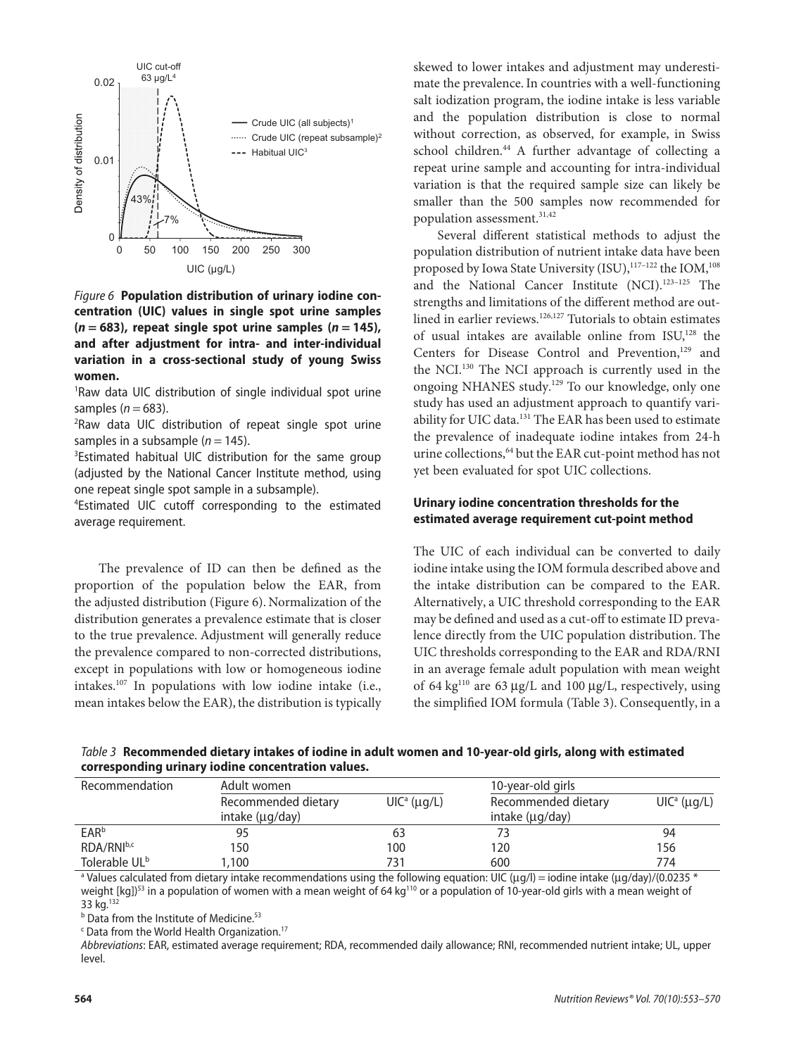*Figure 6* **Population distribution of urinary iodine concentration (UIC) values in single spot urine samples ($n = 683$), repeat single spot urine samples ($n = 145$), and after adjustment for intra- and inter-individual variation in a cross-sectional study of young Swiss women.**

[1]Raw data UIC distribution of single individual spot urine samples ($n = 683$).

[2]Raw data UIC distribution of repeat single spot urine samples in a subsample ($n = 145$).

[3]Estimated habitual UIC distribution for the same group (adjusted by the National Cancer Institute method, using one repeat single spot sample in a subsample).

[4]Estimated UIC cutoff corresponding to the estimated average requirement.

The prevalence of ID can then be defined as the proportion of the population below the EAR, from the adjusted distribution (Figure 6). Normalization of the distribution generates a prevalence estimate that is closer to the true prevalence. Adjustment will generally reduce the prevalence compared to non-corrected distributions, except in populations with low or homogeneous iodine intakes.[107] In populations with low iodine intake (i.e., mean intakes below the EAR), the distribution is typically skewed to lower intakes and adjustment may underestimate the prevalence. In countries with a well-functioning salt iodization program, the iodine intake is less variable and the population distribution is close to normal without correction, as observed, for example, in Swiss school children.[44] A further advantage of collecting a repeat urine sample and accounting for intra-individual variation is that the required sample size can likely be smaller than the 500 samples now recommended for population assessment.[31,42]

Several different statistical methods to adjust the population distribution of nutrient intake data have been proposed by Iowa State University (ISU),[117–122] the IOM,[108] and the National Cancer Institute (NCI).[123–125] The strengths and limitations of the different method are outlined in earlier reviews.[126,127] Tutorials to obtain estimates of usual intakes are available online from ISU,[128] the Centers for Disease Control and Prevention,[129] and the NCI.[130] The NCI approach is currently used in the ongoing NHANES study.[129] To our knowledge, only one study has used an adjustment approach to quantify variability for UIC data.[131] The EAR has been used to estimate the prevalence of inadequate iodine intakes from 24-h urine collections,[64] but the EAR cut-point method has not yet been evaluated for spot UIC collections.

### Urinary iodine concentration thresholds for the estimated average requirement cut-point method

The UIC of each individual can be converted to daily iodine intake using the IOM formula described above and the intake distribution can be compared to the EAR. Alternatively, a UIC threshold corresponding to the EAR may be defined and used as a cut-off to estimate ID prevalence directly from the UIC population distribution. The UIC thresholds corresponding to the EAR and RDA/RNI in an average female adult population with mean weight of 64 kg[110] are 63 μg/L and 100 μg/L, respectively, using the simplified IOM formula (Table 3). Consequently, in a

*Table 3* **Recommended dietary intakes of iodine in adult women and 10-year-old girls, along with estimated corresponding urinary iodine concentration values.**

| Recommendation | Adult women | | 10-year-old girls | |
|---|---|---|---|---|
| | Recommended dietary intake (μg/day) | UIC[a] (μg/L) | Recommended dietary intake (μg/day) | UIC[a] (μg/L) |
| EAR[b] | 95 | 63 | 73 | 94 |
| RDA/RNI[b,c] | 150 | 100 | 120 | 156 |
| Tolerable UL[b] | 1,100 | 731 | 600 | 774 |

[a] Values calculated from dietary intake recommendations using the following equation: UIC (μg/l) = iodine intake (μg/day)/(0.0235 * weight [kg])[53] in a population of women with a mean weight of 64 kg[110] or a population of 10-year-old girls with a mean weight of 33 kg.[132]

[b] Data from the Institute of Medicine.[53]

[c] Data from the World Health Organization.[17]

*Abbreviations*: EAR, estimated average requirement; RDA, recommended daily allowance; RNI, recommended nutrient intake; UL, upper level.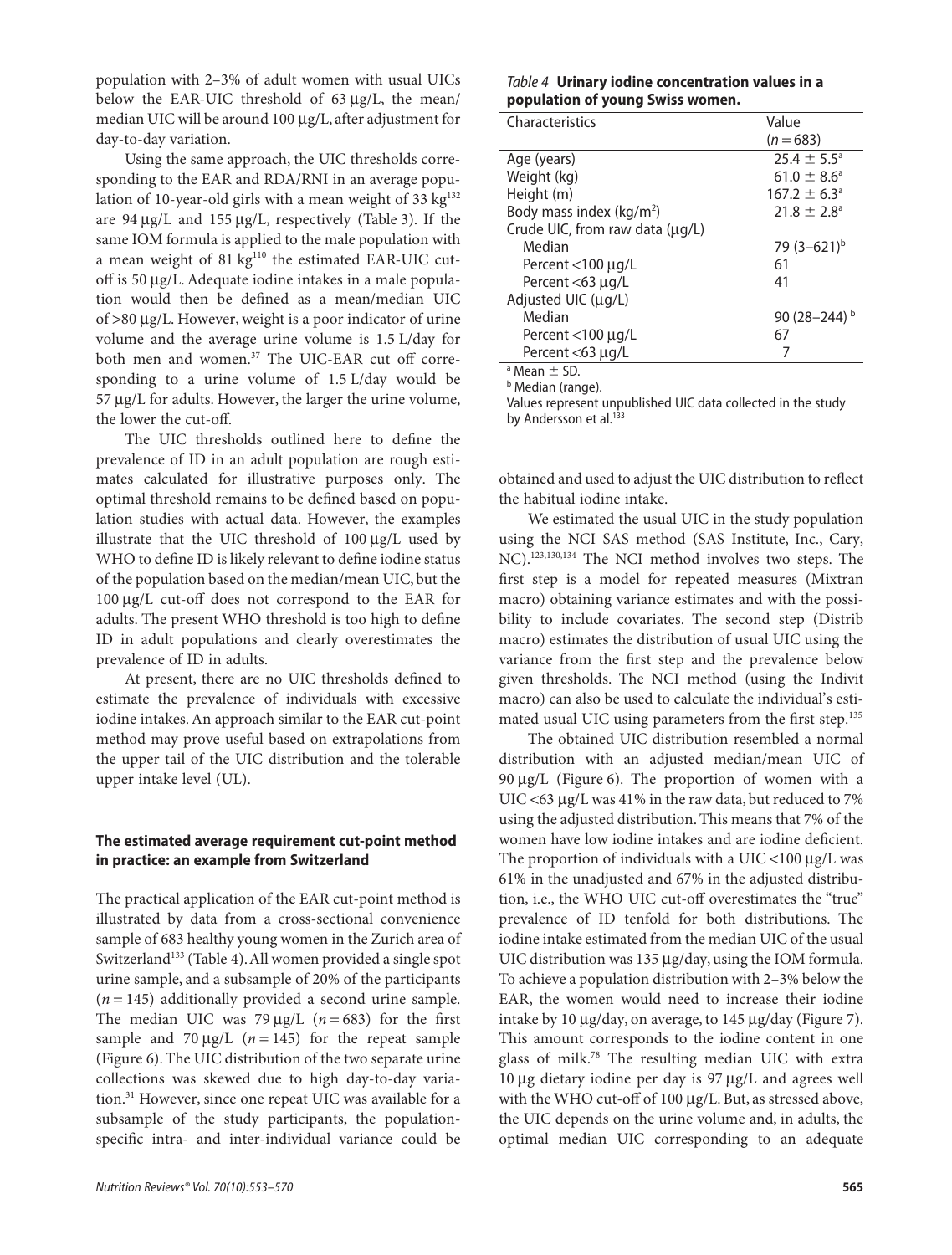population with 2–3% of adult women with usual UICs below the EAR-UIC threshold of 63 μg/L, the mean/median UIC will be around 100 μg/L, after adjustment for day-to-day variation.

Using the same approach, the UIC thresholds corresponding to the EAR and RDA/RNI in an average population of 10-year-old girls with a mean weight of 33 kg[132] are 94 μg/L and 155 μg/L, respectively (Table 3). If the same IOM formula is applied to the male population with a mean weight of 81 kg[110] the estimated EAR-UIC cut-off is 50 μg/L. Adequate iodine intakes in a male population would then be defined as a mean/median UIC of >80 μg/L. However, weight is a poor indicator of urine volume and the average urine volume is 1.5 L/day for both men and women.[37] The UIC-EAR cut off corresponding to a urine volume of 1.5 L/day would be 57 μg/L for adults. However, the larger the urine volume, the lower the cut-off.

The UIC thresholds outlined here to define the prevalence of ID in an adult population are rough estimates calculated for illustrative purposes only. The optimal threshold remains to be defined based on population studies with actual data. However, the examples illustrate that the UIC threshold of 100 μg/L used by WHO to define ID is likely relevant to define iodine status of the population based on the median/mean UIC, but the 100 μg/L cut-off does not correspond to the EAR for adults. The present WHO threshold is too high to define ID in adult populations and clearly overestimates the prevalence of ID in adults.

At present, there are no UIC thresholds defined to estimate the prevalence of individuals with excessive iodine intakes. An approach similar to the EAR cut-point method may prove useful based on extrapolations from the upper tail of the UIC distribution and the tolerable upper intake level (UL).

### The estimated average requirement cut-point method in practice: an example from Switzerland

The practical application of the EAR cut-point method is illustrated by data from a cross-sectional convenience sample of 683 healthy young women in the Zurich area of Switzerland[133] (Table 4). All women provided a single spot urine sample, and a subsample of 20% of the participants ($n = 145$) additionally provided a second urine sample. The median UIC was 79 μg/L ($n = 683$) for the first sample and 70 μg/L ($n = 145$) for the repeat sample (Figure 6). The UIC distribution of the two separate urine collections was skewed due to high day-to-day variation.[31] However, since one repeat UIC was available for a subsample of the study participants, the population-specific intra- and inter-individual variance could be obtained and used to adjust the UIC distribution to reflect the habitual iodine intake.

*Table 4* **Urinary iodine concentration values in a population of young Swiss women.**

| Characteristics | Value ($n = 683$) |
|---|---|
| Age (years) | 25.4 ± 5.5[a] |
| Weight (kg) | 61.0 ± 8.6[a] |
| Height (m) | 167.2 ± 6.3[a] |
| Body mass index (kg/m$^2$) | 21.8 ± 2.8[a] |
| Crude UIC, from raw data (μg/L) | |
| Median | 79 (3–621)[b] |
| Percent <100 μg/L | 61 |
| Percent <63 μg/L | 41 |
| Adjusted UIC (μg/L) | |
| Median | 90 (28–244)[b] |
| Percent <100 μg/L | 67 |
| Percent <63 μg/L | 7 |

[a] Mean ± SD.
[b] Median (range).
Values represent unpublished UIC data collected in the study by Andersson et al.[133]

We estimated the usual UIC in the study population using the NCI SAS method (SAS Institute, Inc., Cary, NC).[123,130,134] The NCI method involves two steps. The first step is a model for repeated measures (Mixtran macro) obtaining variance estimates and with the possibility to include covariates. The second step (Distrib macro) estimates the distribution of usual UIC using the variance from the first step and the prevalence below given thresholds. The NCI method (using the Indivit macro) can also be used to calculate the individual's estimated usual UIC using parameters from the first step.[135]

The obtained UIC distribution resembled a normal distribution with an adjusted median/mean UIC of 90 μg/L (Figure 6). The proportion of women with a UIC <63 μg/L was 41% in the raw data, but reduced to 7% using the adjusted distribution. This means that 7% of the women have low iodine intakes and are iodine deficient. The proportion of individuals with a UIC <100 μg/L was 61% in the unadjusted and 67% in the adjusted distribution, i.e., the WHO UIC cut-off overestimates the "true" prevalence of ID tenfold for both distributions. The iodine intake estimated from the median UIC of the usual UIC distribution was 135 μg/day, using the IOM formula. To achieve a population distribution with 2–3% below the EAR, the women would need to increase their iodine intake by 10 μg/day, on average, to 145 μg/day (Figure 7). This amount corresponds to the iodine content in one glass of milk.[78] The resulting median UIC with extra 10 μg dietary iodine per day is 97 μg/L and agrees well with the WHO cut-off of 100 μg/L. But, as stressed above, the UIC depends on the urine volume and, in adults, the optimal median UIC corresponding to an adequate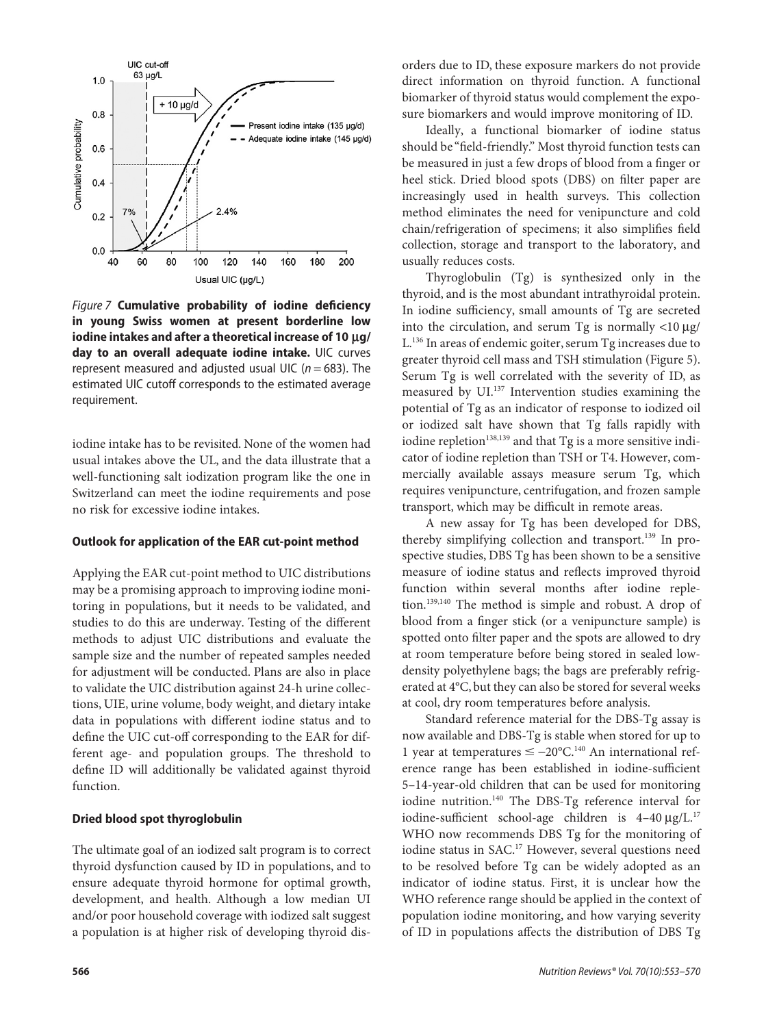UIC cut-off
63 µg/L
+ 10 µg/d
Present iodine intake (135 µg/d)
Adequate iodine intake (145 µg/d)
Cumulative probability
7%
2.4%
Usual UIC (µg/L)
1.0
0.8
0.6
0.4
0.2
0.0
40 60 80 100 120 140 160 180 200

*Figure 7* **Cumulative probability of iodine deficiency in young Swiss women at present borderline low iodine intakes and after a theoretical increase of 10 µg/day to an overall adequate iodine intake.** UIC curves represent measured and adjusted usual UIC ($n = 683$). The estimated UIC cutoff corresponds to the estimated average requirement.

iodine intake has to be revisited. None of the women had usual intakes above the UL, and the data illustrate that a well-functioning salt iodization program like the one in Switzerland can meet the iodine requirements and pose no risk for excessive iodine intakes.

### Outlook for application of the EAR cut-point method

Applying the EAR cut-point method to UIC distributions may be a promising approach to improving iodine monitoring in populations, but it needs to be validated, and studies to do this are underway. Testing of the different methods to adjust UIC distributions and evaluate the sample size and the number of repeated samples needed for adjustment will be conducted. Plans are also in place to validate the UIC distribution against 24-h urine collections, UIE, urine volume, body weight, and dietary intake data in populations with different iodine status and to define the UIC cut-off corresponding to the EAR for different age- and population groups. The threshold to define ID will additionally be validated against thyroid function.

### Dried blood spot thyroglobulin

The ultimate goal of an iodized salt program is to correct thyroid dysfunction caused by ID in populations, and to ensure adequate thyroid hormone for optimal growth, development, and health. Although a low median UI and/or poor household coverage with iodized salt suggest a population is at higher risk of developing thyroid disorders due to ID, these exposure markers do not provide direct information on thyroid function. A functional biomarker of thyroid status would complement the exposure biomarkers and would improve monitoring of ID.

Ideally, a functional biomarker of iodine status should be "field-friendly." Most thyroid function tests can be measured in just a few drops of blood from a finger or heel stick. Dried blood spots (DBS) on filter paper are increasingly used in health surveys. This collection method eliminates the need for venipuncture and cold chain/refrigeration of specimens; it also simplifies field collection, storage and transport to the laboratory, and usually reduces costs.

Thyroglobulin (Tg) is synthesized only in the thyroid, and is the most abundant intrathyroidal protein. In iodine sufficiency, small amounts of Tg are secreted into the circulation, and serum Tg is normally <10 µg/L.[136] In areas of endemic goiter, serum Tg increases due to greater thyroid cell mass and TSH stimulation (Figure 5). Serum Tg is well correlated with the severity of ID, as measured by UI.[137] Intervention studies examining the potential of Tg as an indicator of response to iodized oil or iodized salt have shown that Tg falls rapidly with iodine repletion[138,139] and that Tg is a more sensitive indicator of iodine repletion than TSH or T4. However, commercially available assays measure serum Tg, which requires venipuncture, centrifugation, and frozen sample transport, which may be difficult in remote areas.

A new assay for Tg has been developed for DBS, thereby simplifying collection and transport.[139] In prospective studies, DBS Tg has been shown to be a sensitive measure of iodine status and reflects improved thyroid function within several months after iodine repletion.[139,140] The method is simple and robust. A drop of blood from a finger stick (or a venipuncture sample) is spotted onto filter paper and the spots are allowed to dry at room temperature before being stored in sealed low-density polyethylene bags; the bags are preferably refrigerated at 4°C, but they can also be stored for several weeks at cool, dry room temperatures before analysis.

Standard reference material for the DBS-Tg assay is now available and DBS-Tg is stable when stored for up to 1 year at temperatures ≤ −20°C.[140] An international reference range has been established in iodine-sufficient 5–14-year-old children that can be used for monitoring iodine nutrition.[140] The DBS-Tg reference interval for iodine-sufficient school-age children is 4–40 µg/L.[17] WHO now recommends DBS Tg for the monitoring of iodine status in SAC.[17] However, several questions need to be resolved before Tg can be widely adopted as an indicator of iodine status. First, it is unclear how the WHO reference range should be applied in the context of population iodine monitoring, and how varying severity of ID in populations affects the distribution of DBS Tg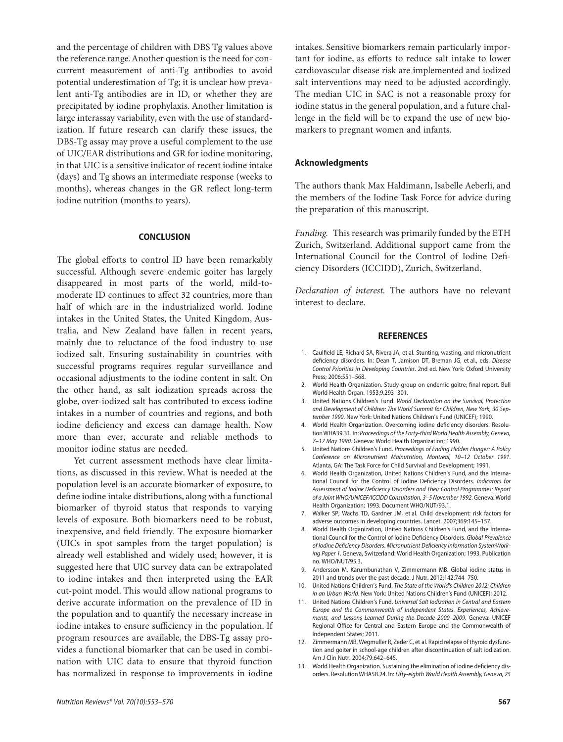and the percentage of children with DBS Tg values above the reference range. Another question is the need for concurrent measurement of anti-Tg antibodies to avoid potential underestimation of Tg; it is unclear how prevalent anti-Tg antibodies are in ID, or whether they are precipitated by iodine prophylaxis. Another limitation is large interassay variability, even with the use of standardization. If future research can clarify these issues, the DBS-Tg assay may prove a useful complement to the use of UIC/EAR distributions and GR for iodine monitoring, in that UIC is a sensitive indicator of recent iodine intake (days) and Tg shows an intermediate response (weeks to months), whereas changes in the GR reflect long-term iodine nutrition (months to years).

## CONCLUSION

The global efforts to control ID have been remarkably successful. Although severe endemic goiter has largely disappeared in most parts of the world, mild-to-moderate ID continues to affect 32 countries, more than half of which are in the industrialized world. Iodine intakes in the United States, the United Kingdom, Australia, and New Zealand have fallen in recent years, mainly due to reluctance of the food industry to use iodized salt. Ensuring sustainability in countries with successful programs requires regular surveillance and occasional adjustments to the iodine content in salt. On the other hand, as salt iodization spreads across the globe, over-iodized salt has contributed to excess iodine intakes in a number of countries and regions, and both iodine deficiency and excess can damage health. Now more than ever, accurate and reliable methods to monitor iodine status are needed.

Yet current assessment methods have clear limitations, as discussed in this review. What is needed at the population level is an accurate biomarker of exposure, to define iodine intake distributions, along with a functional biomarker of thyroid status that responds to varying levels of exposure. Both biomarkers need to be robust, inexpensive, and field friendly. The exposure biomarker (UICs in spot samples from the target population) is already well established and widely used; however, it is suggested here that UIC survey data can be extrapolated to iodine intakes and then interpreted using the EAR cut-point model. This would allow national programs to derive accurate information on the prevalence of ID in the population and to quantify the necessary increase in iodine intakes to ensure sufficiency in the population. If program resources are available, the DBS-Tg assay provides a functional biomarker that can be used in combination with UIC data to ensure that thyroid function has normalized in response to improvements in iodine intakes. Sensitive biomarkers remain particularly important for iodine, as efforts to reduce salt intake to lower cardiovascular disease risk are implemented and iodized salt interventions may need to be adjusted accordingly. The median UIC in SAC is not a reasonable proxy for iodine status in the general population, and a future challenge in the field will be to expand the use of new biomarkers to pregnant women and infants.

### Acknowledgments

The authors thank Max Haldimann, Isabelle Aeberli, and the members of the Iodine Task Force for advice during the preparation of this manuscript.

*Funding.* This research was primarily funded by the ETH Zurich, Switzerland. Additional support came from the International Council for the Control of Iodine Deficiency Disorders (ICCIDD), Zurich, Switzerland.

*Declaration of interest.* The authors have no relevant interest to declare.

## REFERENCES

1. Caulfield LE, Richard SA, Rivera JA, et al. Stunting, wasting, and micronutrient deficiency disorders. In: Dean T, Jamison DT, Breman JG, et al., eds. *Disease Control Priorities in Developing Countries*. 2nd ed. New York: Oxford University Press; 2006:551–568.
2. World Health Organization. Study-group on endemic goitre; final report. Bull World Health Organ. 1953;9:293–301.
3. United Nations Children's Fund. *World Declaration on the Survival, Protection and Development of Children: The World Summit for Children, New York, 30 September 1990*. New York: United Nations Children's Fund (UNICEF); 1990.
4. World Health Organization. Overcoming iodine deficiency disorders. Resolution WHA39.31. In: *Proceedings of the Forty-third World Health Assembly, Geneva, 7–17 May 1990*. Geneva: World Health Organization; 1990.
5. United Nations Children's Fund. *Proceedings of Ending Hidden Hunger: A Policy Conference on Micronutrient Malnutrition, Montreal, 10–12 October 1991*. Atlanta, GA: The Task Force for Child Survival and Development; 1991.
6. World Health Organization, United Nations Children's Fund, and the International Council for the Control of Iodine Deficiency Disorders. *Indicators for Assessment of Iodine Deficiency Disorders and Their Control Programmes: Report of a Joint WHO/UNICEF/ICCIDD Consultation, 3–5 November 1992*. Geneva: World Health Organization; 1993. Document WHO/NUT/93.1.
7. Walker SP, Wachs TD, Gardner JM, et al. Child development: risk factors for adverse outcomes in developing countries. Lancet. 2007;369:145–157.
8. World Health Organization, United Nations Children's Fund, and the International Council for the Control of Iodine Deficiency Disorders. *Global Prevalence of Iodine Deficiency Disorders. Micronutrient Deficiency Information System Working Paper 1*. Geneva, Switzerland: World Health Organization; 1993. Publication no. WHO/NUT/95.3.
9. Andersson M, Karumbunathan V, Zimmermann MB. Global iodine status in 2011 and trends over the past decade. J Nutr. 2012;142:744–750.
10. United Nations Children's Fund. *The State of the World's Children 2012: Children in an Urban World*. New York: United Nations Children's Fund (UNICEF); 2012.
11. United Nations Children's Fund. *Universal Salt Iodization in Central and Eastern Europe and the Commonwealth of Independent States. Experiences, Achievements, and Lessons Learned During the Decade 2000–2009*. Geneva: UNICEF Regional Office for Central and Eastern Europe and the Commonwealth of Independent States; 2011.
12. Zimmermann MB, Wegmuller R, Zeder C, et al. Rapid relapse of thyroid dysfunction and goiter in school-age children after discontinuation of salt iodization. Am J Clin Nutr. 2004;79:642–645.
13. World Health Organization. Sustaining the elimination of iodine deficiency disorders. Resolution WHA58.24. In: *Fifty-eighth World Health Assembly, Geneva, 25*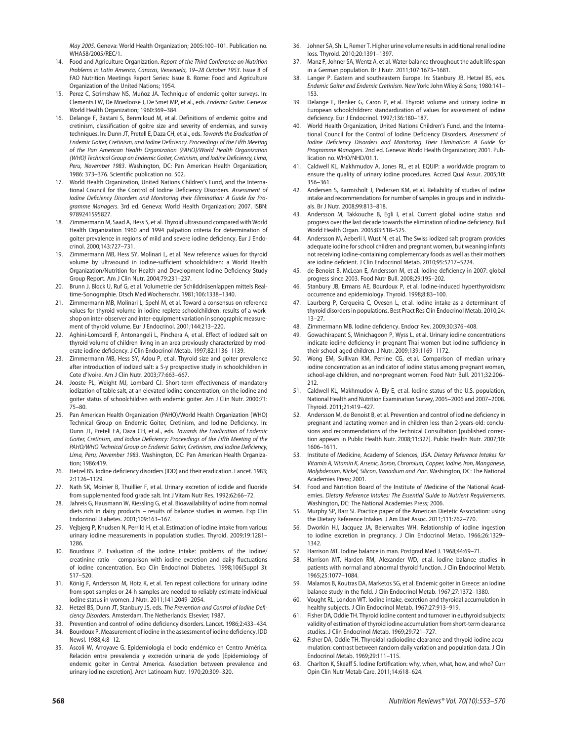*May 2005*. Geneva: World Health Organization; 2005:100–101. Publication no. WHA58/2005/REC/1.

14. Food and Agriculture Organization. *Report of the Third Conference on Nutrition Problems in Latin America, Caracas, Venezuela, 19–28 October 1953*. Issue 8 of FAO Nutrition Meetings Report Series: Issue 8. Rome: Food and Agriculture Organization of the United Nations; 1954.
15. Perez C, Scrimshaw NS, Muñoz JA. Technique of endemic goiter surveys. In: Clements FW, De Moerloose J, De Smet MP, et al., eds. *Endemic Goiter*. Geneva: World Health Organization; 1960:369–384.
16. Delange F, Bastani S, Benmiloud M, et al. Definitions of endemic goitre and cretinism, classification of goitre size and severity of endemias, and survey techniques. In: Dunn JT, Pretell E, Daza CH, et al., eds. *Towards the Eradication of Endemic Goiter, Cretinism, and Iodine Deficiency. Proceedings of the Fifth Meeting of the Pan American Health Organization (PAHO)/World Health Organization (WHO) Technical Group on Endemic Goiter, Cretinism, and Iodine Deficiency, Lima, Peru, November 1983*. Washington, DC: Pan American Health Organization; 1986: 373–376. Scientific publication no. 502.
17. World Health Organization, United Nations Children's Fund, and the International Council for the Control of Iodine Deficiency Disorders. *Assessment of Iodine Deficiency Disorders and Monitoring their Elimination: A Guide for Programme Managers*. 3rd ed. Geneva: World Health Organization; 2007. ISBN: 9789241595827.
18. Zimmermann M, Saad A, Hess S, et al. Thyroid ultrasound compared with World Health Organization 1960 and 1994 palpation criteria for determination of goiter prevalence in regions of mild and severe iodine deficiency. Eur J Endocrinol. 2000;143:727–731.
19. Zimmermann MB, Hess SY, Molinari L, et al. New reference values for thyroid volume by ultrasound in iodine-sufficient schoolchildren: a World Health Organization/Nutrition for Health and Development Iodine Deficiency Study Group Report. Am J Clin Nutr. 2004;79:231–237.
20. Brunn J, Block U, Ruf G, et al. Volumetrie der Schilddrüsenlappen mittels Real-time-Sonographie. Dtsch Med Wochenschr. 1981;106:1338–1340.
21. Zimmermann MB, Molinari L, Spehl M, et al. Toward a consensus on reference values for thyroid volume in iodine-replete schoolchildren: results of a workshop on inter-observer and inter-equipment variation in sonographic measurement of thyroid volume. Eur J Endocrinol. 2001;144:213–220.
22. Aghini-Lombardi F, Antonangeli L, Pinchera A, et al. Effect of iodized salt on thyroid volume of children living in an area previously characterized by moderate iodine deficiency. J Clin Endocrinol Metab. 1997;82:1136–1139.
23. Zimmermann MB, Hess SY, Adou P, et al. Thyroid size and goiter prevalence after introduction of iodized salt: a 5-y prospective study in schoolchildren in Cote d'Ivoire. Am J Clin Nutr. 2003;77:663–667.
24. Jooste PL, Weight MJ, Lombard CJ. Short-term effectiveness of mandatory iodization of table salt, at an elevated iodine concentration, on the iodine and goiter status of schoolchildren with endemic goiter. Am J Clin Nutr. 2000;71: 75–80.
25. Pan American Health Organization (PAHO)/World Health Organization (WHO) Technical Group on Endemic Goiter, Cretinism, and Iodine Deficiency. In: Dunn JT, Pretell EA, Daza CH, et al., eds. *Towards the Eradication of Endemic Goiter, Cretinism, and Iodine Deficiency: Proceedings of the Fifth Meeting of the PAHO/WHO Technical Group on Endemic Goiter, Cretinism, and Iodine Deficiency, Lima, Peru, November 1983*. Washington, DC: Pan American Health Organization; 1986:419.
26. Hetzel BS. Iodine deficiency disorders (IDD) and their eradication. Lancet. 1983; 2:1126–1129.
27. Nath SK, Moinier B, Thuillier F, et al. Urinary excretion of iodide and fluoride from supplemented food grade salt. Int J Vitam Nutr Res. 1992;62:66–72.
28. Jahreis G, Hausmann W, Kiessling G, et al. Bioavailability of iodine from normal diets rich in dairy products – results of balance studies in women. Exp Clin Endocrinol Diabetes. 2001;109:163–167.
29. Vejbjerg P, Knudsen N, Perrild H, et al. Estimation of iodine intake from various urinary iodine measurements in population studies. Thyroid. 2009;19:1281–1286.
30. Bourdoux P. Evaluation of the iodine intake: problems of the iodine/creatinine ratio – comparison with iodine excretion and daily fluctuations of iodine concentration. Exp Clin Endocrinol Diabetes. 1998;106(Suppl 3): S17–S20.
31. König F, Andersson M, Hotz K, et al. Ten repeat collections for urinary iodine from spot samples or 24-h samples are needed to reliably estimate individual iodine status in women. J Nutr. 2011;141:2049–2054.
32. Hetzel BS, Dunn JT, Stanbury JS, eds. *The Prevention and Control of Iodine Deficiency Disorders*. Amsterdam, The Netherlands: Elsevier; 1987.
33. Prevention and control of iodine deficiency disorders. Lancet. 1986;2:433–434.
34. Bourdoux P. Measurement of iodine in the assessment of iodine deficiency. IDD Newsl. 1988;4:8–12.
35. Ascoli W, Arroyave G. Epidemiologia el bocio endémico en Centro América. Relación entre prevalencia y excreción urinaria de yodo [Epidemiology of endemic goiter in Central America. Association between prevalence and urinary iodine excretion]. Arch Latinoam Nutr. 1970;20:309–320.
36. Johner SA, Shi L, Remer T. Higher urine volume results in additional renal iodine loss. Thyroid. 2010;20:1391–1397.
37. Manz F, Johner SA, Wentz A, et al. Water balance throughout the adult life span in a German population. Br J Nutr. 2011;107:1673–1681.
38. Langer P. Eastern and southeastern Europe. In: Stanbury JB, Hetzel BS, eds. *Endemic Goiter and Endemic Cretinism*. New York: John Wiley & Sons; 1980:141–153.
39. Delange F, Benker G, Caron P, et al. Thyroid volume and urinary iodine in European schoolchildren: standardization of values for assessment of iodine deficiency. Eur J Endocrinol. 1997;136:180–187.
40. World Health Organization, United Nations Children's Fund, and the International Council for the Control of Iodine Deficiency Disorders. *Assessment of Iodine Deficiency Disorders and Monitoring Their Elimination: A Guide for Programme Managers*. 2nd ed. Geneva: World Health Organization; 2001. Publication no. WHO/NHD/01.1.
41. Caldwell KL, Makhmudov A, Jones RL, et al. EQUIP: a worldwide program to ensure the quality of urinary iodine procedures. Accred Qual Assur. 2005;10: 356–361.
42. Andersen S, Karmisholt J, Pedersen KM, et al. Reliability of studies of iodine intake and recommendations for number of samples in groups and in individuals. Br J Nutr. 2008;99:813–818.
43. Andersson M, Takkouche B, Egli I, et al. Current global iodine status and progress over the last decade towards the elimination of iodine deficiency. Bull World Health Organ. 2005;83:518–525.
44. Andersson M, Aeberli I, Wust N, et al. The Swiss iodized salt program provides adequate iodine for school children and pregnant women, but weaning infants not receiving iodine-containing complementary foods as well as their mothers are iodine deficient. J Clin Endocrinol Metab. 2010;95:5217–5224.
45. de Benoist B, McLean E, Andersson M, et al. Iodine deficiency in 2007: global progress since 2003. Food Nutr Bull. 2008;29:195–202.
46. Stanbury JB, Ermans AE, Bourdoux P, et al. Iodine-induced hyperthyroidism: occurrence and epidemiology. Thyroid. 1998;8:83–100.
47. Laurberg P, Cerqueira C, Ovesen L, et al. Iodine intake as a determinant of thyroid disorders in populations. Best Pract Res Clin Endocrinol Metab. 2010;24: 13–27.
48. Zimmermann MB. Iodine deficiency. Endocr Rev. 2009;30:376–408.
49. Gowachirapant S, Winichagoon P, Wyss L, et al. Urinary iodine concentrations indicate iodine deficiency in pregnant Thai women but iodine sufficiency in their school-aged children. J Nutr. 2009;139:1169–1172.
50. Wong EM, Sullivan KM, Perrine CG, et al. Comparison of median urinary iodine concentration as an indicator of iodine status among pregnant women, school-age children, and nonpregnant women. Food Nutr Bull. 2011;32:206–212.
51. Caldwell KL, Makhmudov A, Ely E, et al. Iodine status of the U.S. population, National Health and Nutrition Examination Survey, 2005–2006 and 2007–2008. Thyroid. 2011;21:419–427.
52. Andersson M, de Benoist B, et al. Prevention and control of iodine deficiency in pregnant and lactating women and in children less than 2-years-old: conclusions and recommendations of the Technical Consultation [published correction appears in Public Health Nutr. 2008;11:327]. Public Health Nutr. 2007;10: 1606–1611.
53. Institute of Medicine, Academy of Sciences, USA. *Dietary Reference Intakes for Vitamin A, Vitamin K, Arsenic, Boron, Chromium, Copper, Iodine, Iron, Manganese, Molybdenum, Nickel, Silicon, Vanadium and Zinc*. Washington, DC: The National Academies Press; 2001.
54. Food and Nutrition Board of the Institute of Medicine of the National Academies. *Dietary Reference Intakes: The Essential Guide to Nutrient Requirements*. Washington, DC: The National Academies Press; 2006.
55. Murphy SP, Barr SI. Practice paper of the American Dietetic Association: using the Dietary Reference Intakes. J Am Diet Assoc. 2011;111:762–770.
56. Dworkin HJ, Jacquez JA, Beierwaltes WH. Relationship of iodine ingestion to iodine excretion in pregnancy. J Clin Endocrinol Metab. 1966;26:1329–1342.
57. Harrison MT. Iodine balance in man. Postgrad Med J. 1968;44:69–71.
58. Harrison MT, Harden RM, Alexander WD, et al. Iodine balance studies in patients with normal and abnormal thyroid function. J Clin Endocrinol Metab. 1965;25:1077–1084.
59. Malamos B, Koutras DA, Marketos SG, et al. Endemic goiter in Greece: an iodine balance study in the field. J Clin Endocrinol Metab. 1967;27:1372–1380.
60. Vought RL, London WT. Iodine intake, excretion and thyroidal accumulation in healthy subjects. J Clin Endocrinol Metab. 1967;27:913–919.
61. Fisher DA, Oddie TH. Thyroid iodine content and turnover in euthyroid subjects: validity of estimation of thyroid iodine accumulation from short-term clearance studies. J Clin Endocrinol Metab. 1969;29:721–727.
62. Fisher DA, Oddie TH. Thyroidal radioiodine clearance and thyroid iodine accumulation: contrast between random daily variation and population data. J Clin Endocrinol Metab. 1969;29:111–115.
63. Charlton K, Skeaff S. Iodine fortification: why, when, what, how, and who? Curr Opin Clin Nutr Metab Care. 2011;14:618–624.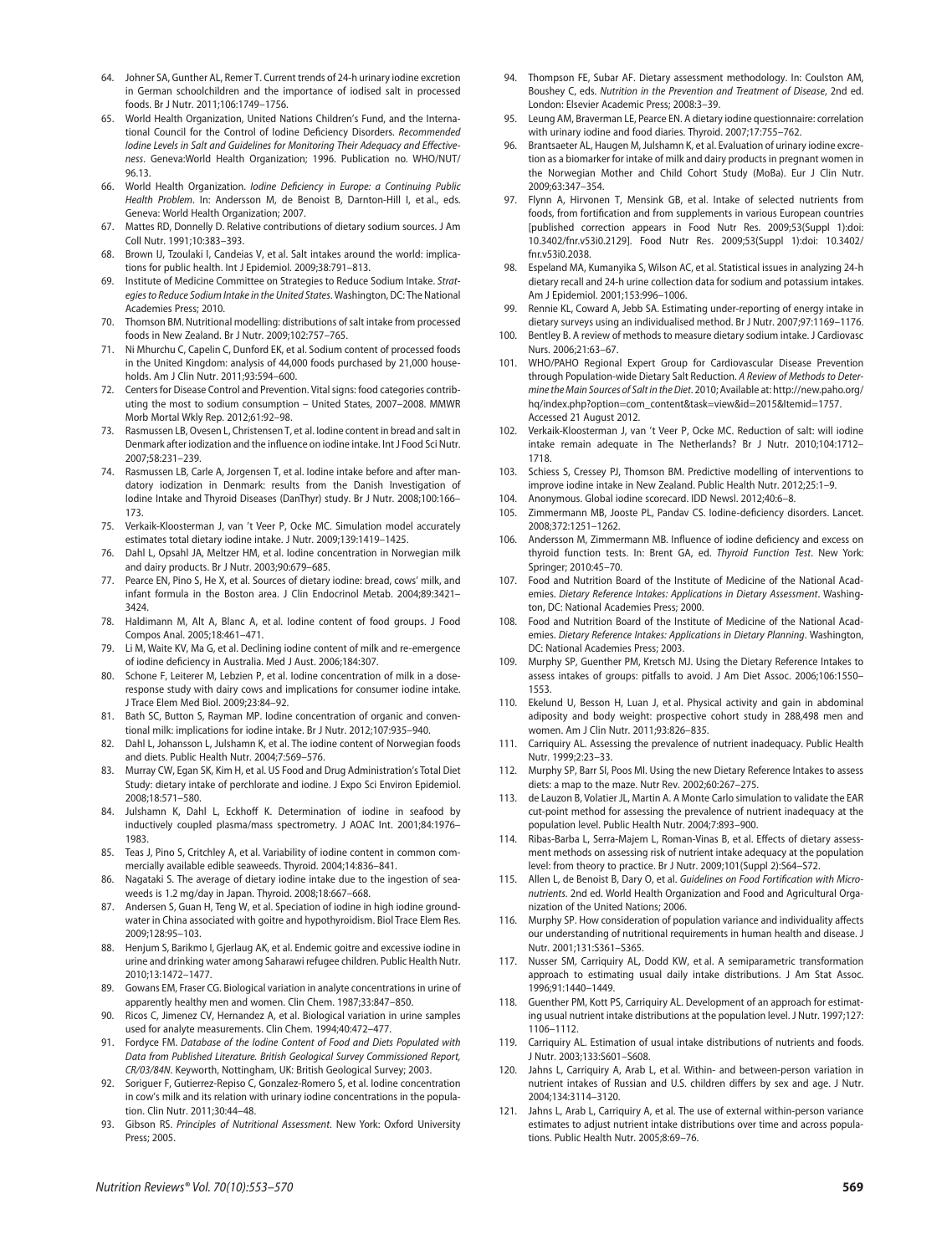64. Johner SA, Gunther AL, Remer T. Current trends of 24-h urinary iodine excretion in German schoolchildren and the importance of iodised salt in processed foods. Br J Nutr. 2011;106:1749–1756.
65. World Health Organization, United Nations Children's Fund, and the International Council for the Control of Iodine Deficiency Disorders. *Recommended Iodine Levels in Salt and Guidelines for Monitoring Their Adequacy and Effectiveness*. Geneva:World Health Organization; 1996. Publication no. WHO/NUT/96.13.
66. World Health Organization. *Iodine Deficiency in Europe: a Continuing Public Health Problem*. In: Andersson M, de Benoist B, Darnton-Hill I, et al., eds. Geneva: World Health Organization; 2007.
67. Mattes RD, Donnelly D. Relative contributions of dietary sodium sources. J Am Coll Nutr. 1991;10:383–393.
68. Brown IJ, Tzoulaki I, Candeias V, et al. Salt intakes around the world: implications for public health. Int J Epidemiol. 2009;38:791–813.
69. Institute of Medicine Committee on Strategies to Reduce Sodium Intake. *Strategies to Reduce Sodium Intake in the United States*. Washington, DC: The National Academies Press; 2010.
70. Thomson BM. Nutritional modelling: distributions of salt intake from processed foods in New Zealand. Br J Nutr. 2009;102:757–765.
71. Ni Mhurchu C, Capelin C, Dunford EK, et al. Sodium content of processed foods in the United Kingdom: analysis of 44,000 foods purchased by 21,000 households. Am J Clin Nutr. 2011;93:594–600.
72. Centers for Disease Control and Prevention. Vital signs: food categories contributing the most to sodium consumption – United States, 2007–2008. MMWR Morb Mortal Wkly Rep. 2012;61:92–98.
73. Rasmussen LB, Ovesen L, Christensen T, et al. Iodine content in bread and salt in Denmark after iodization and the influence on iodine intake. Int J Food Sci Nutr. 2007;58:231–239.
74. Rasmussen LB, Carle A, Jorgensen T, et al. Iodine intake before and after mandatory iodization in Denmark: results from the Danish Investigation of Iodine Intake and Thyroid Diseases (DanThyr) study. Br J Nutr. 2008;100:166–173.
75. Verkaik-Kloosterman J, van 't Veer P, Ocke MC. Simulation model accurately estimates total dietary iodine intake. J Nutr. 2009;139:1419–1425.
76. Dahl L, Opsahl JA, Meltzer HM, et al. Iodine concentration in Norwegian milk and dairy products. Br J Nutr. 2003;90:679–685.
77. Pearce EN, Pino S, He X, et al. Sources of dietary iodine: bread, cows' milk, and infant formula in the Boston area. J Clin Endocrinol Metab. 2004;89:3421–3424.
78. Haldimann M, Alt A, Blanc A, et al. Iodine content of food groups. J Food Compos Anal. 2005;18:461–471.
79. Li M, Waite KV, Ma G, et al. Declining iodine content of milk and re-emergence of iodine deficiency in Australia. Med J Aust. 2006;184:307.
80. Schone F, Leiterer M, Lebzien P, et al. Iodine concentration of milk in a dose-response study with dairy cows and implications for consumer iodine intake. J Trace Elem Med Biol. 2009;23:84–92.
81. Bath SC, Button S, Rayman MP. Iodine concentration of organic and conventional milk: implications for iodine intake. Br J Nutr. 2012;107:935–940.
82. Dahl L, Johansson L, Julshamn K, et al. The iodine content of Norwegian foods and diets. Public Health Nutr. 2004;7:569–576.
83. Murray CW, Egan SK, Kim H, et al. US Food and Drug Administration's Total Diet Study: dietary intake of perchlorate and iodine. J Expo Sci Environ Epidemiol. 2008;18:571–580.
84. Julshamn K, Dahl L, Eckhoff K. Determination of iodine in seafood by inductively coupled plasma/mass spectrometry. J AOAC Int. 2001;84:1976–1983.
85. Teas J, Pino S, Critchley A, et al. Variability of iodine content in common commercially available edible seaweeds. Thyroid. 2004;14:836–841.
86. Nagataki S. The average of dietary iodine intake due to the ingestion of seaweeds is 1.2 mg/day in Japan. Thyroid. 2008;18:667–668.
87. Andersen S, Guan H, Teng W, et al. Speciation of iodine in high iodine groundwater in China associated with goitre and hypothyroidism. Biol Trace Elem Res. 2009;128:95–103.
88. Henjum S, Barikmo I, Gjerlaug AK, et al. Endemic goitre and excessive iodine in urine and drinking water among Saharawi refugee children. Public Health Nutr. 2010;13:1472–1477.
89. Gowans EM, Fraser CG. Biological variation in analyte concentrations in urine of apparently healthy men and women. Clin Chem. 1987;33:847–850.
90. Ricos C, Jimenez CV, Hernandez A, et al. Biological variation in urine samples used for analyte measurements. Clin Chem. 1994;40:472–477.
91. Fordyce FM. *Database of the Iodine Content of Food and Diets Populated with Data from Published Literature. British Geological Survey Commissioned Report, CR/03/84N*. Keyworth, Nottingham, UK: British Geological Survey; 2003.
92. Soriguer F, Gutierrez-Repiso C, Gonzalez-Romero S, et al. Iodine concentration in cow's milk and its relation with urinary iodine concentrations in the population. Clin Nutr. 2011;30:44–48.
93. Gibson RS. *Principles of Nutritional Assessment*. New York: Oxford University Press; 2005.
94. Thompson FE, Subar AF. Dietary assessment methodology. In: Coulston AM, Boushey C, eds. *Nutrition in the Prevention and Treatment of Disease*, 2nd ed. London: Elsevier Academic Press; 2008:3–39.
95. Leung AM, Braverman LE, Pearce EN. A dietary iodine questionnaire: correlation with urinary iodine and food diaries. Thyroid. 2007;17:755–762.
96. Brantsaeter AL, Haugen M, Julshamn K, et al. Evaluation of urinary iodine excretion as a biomarker for intake of milk and dairy products in pregnant women in the Norwegian Mother and Child Cohort Study (MoBa). Eur J Clin Nutr. 2009;63:347–354.
97. Flynn A, Hirvonen T, Mensink GB, et al. Intake of selected nutrients from foods, from fortification and from supplements in various European countries [published correction appears in Food Nutr Res. 2009;53(Suppl 1):doi: 10.3402/fnr.v53i0.2129]. Food Nutr Res. 2009;53(Suppl 1):doi: 10.3402/fnr.v53i0.2038.
98. Espeland MA, Kumanyika S, Wilson AC, et al. Statistical issues in analyzing 24-h dietary recall and 24-h urine collection data for sodium and potassium intakes. Am J Epidemiol. 2001;153:996–1006.
99. Rennie KL, Coward A, Jebb SA. Estimating under-reporting of energy intake in dietary surveys using an individualised method. Br J Nutr. 2007;97:1169–1176.
100. Bentley B. A review of methods to measure dietary sodium intake. J Cardiovasc Nurs. 2006;21:63–67.
101. WHO/PAHO Regional Expert Group for Cardiovascular Disease Prevention through Population-wide Dietary Salt Reduction. *A Review of Methods to Determine the Main Sources of Salt in the Diet*. 2010; Available at: http://new.paho.org/hq/index.php?option=com_content&task=view&id=2015&Itemid=1757. Accessed 21 August 2012.
102. Verkaik-Kloosterman J, van 't Veer P, Ocke MC. Reduction of salt: will iodine intake remain adequate in The Netherlands? Br J Nutr. 2010;104:1712–1718.
103. Schiess S, Cressey PJ, Thomson BM. Predictive modelling of interventions to improve iodine intake in New Zealand. Public Health Nutr. 2012;25:1–9.
104. Anonymous. Global iodine scorecard. IDD Newsl. 2012;40:6–8.
105. Zimmermann MB, Jooste PL, Pandav CS. Iodine-deficiency disorders. Lancet. 2008;372:1251–1262.
106. Andersson M, Zimmermann MB. Influence of iodine deficiency and excess on thyroid function tests. In: Brent GA, ed. *Thyroid Function Test*. New York: Springer; 2010:45–70.
107. Food and Nutrition Board of the Institute of Medicine of the National Academies. *Dietary Reference Intakes: Applications in Dietary Assessment*. Washington, DC: National Academies Press; 2000.
108. Food and Nutrition Board of the Institute of Medicine of the National Academies. *Dietary Reference Intakes: Applications in Dietary Planning*. Washington, DC: National Academies Press; 2003.
109. Murphy SP, Guenther PM, Kretsch MJ. Using the Dietary Reference Intakes to assess intakes of groups: pitfalls to avoid. J Am Diet Assoc. 2006;106:1550–1553.
110. Ekelund U, Besson H, Luan J, et al. Physical activity and gain in abdominal adiposity and body weight: prospective cohort study in 288,498 men and women. Am J Clin Nutr. 2011;93:826–835.
111. Carriquiry AL. Assessing the prevalence of nutrient inadequacy. Public Health Nutr. 1999;2:23–33.
112. Murphy SP, Barr SI, Poos MI. Using the new Dietary Reference Intakes to assess diets: a map to the maze. Nutr Rev. 2002;60:267–275.
113. de Lauzon B, Volatier JL, Martin A. A Monte Carlo simulation to validate the EAR cut-point method for assessing the prevalence of nutrient inadequacy at the population level. Public Health Nutr. 2004;7:893–900.
114. Ribas-Barba L, Serra-Majem L, Roman-Vinas B, et al. Effects of dietary assessment methods on assessing risk of nutrient intake adequacy at the population level: from theory to practice. Br J Nutr. 2009;101(Suppl 2):S64–S72.
115. Allen L, de Benoist B, Dary O, et al. *Guidelines on Food Fortification with Micronutrients*. 2nd ed. World Health Organization and Food and Agricultural Organization of the United Nations; 2006.
116. Murphy SP. How consideration of population variance and individuality affects our understanding of nutritional requirements in human health and disease. J Nutr. 2001;131:S361–S365.
117. Nusser SM, Carriquiry AL, Dodd KW, et al. A semiparametric transformation approach to estimating usual daily intake distributions. J Am Stat Assoc. 1996;91:1440–1449.
118. Guenther PM, Kott PS, Carriquiry AL. Development of an approach for estimating usual nutrient intake distributions at the population level. J Nutr. 1997;127:1106–1112.
119. Carriquiry AL. Estimation of usual intake distributions of nutrients and foods. J Nutr. 2003;133:S601–S608.
120. Jahns L, Carriquiry A, Arab L, et al. Within- and between-person variation in nutrient intakes of Russian and U.S. children differs by sex and age. J Nutr. 2004;134:3114–3120.
121. Jahns L, Arab L, Carriquiry A, et al. The use of external within-person variance estimates to adjust nutrient intake distributions over time and across populations. Public Health Nutr. 2005;8:69–76.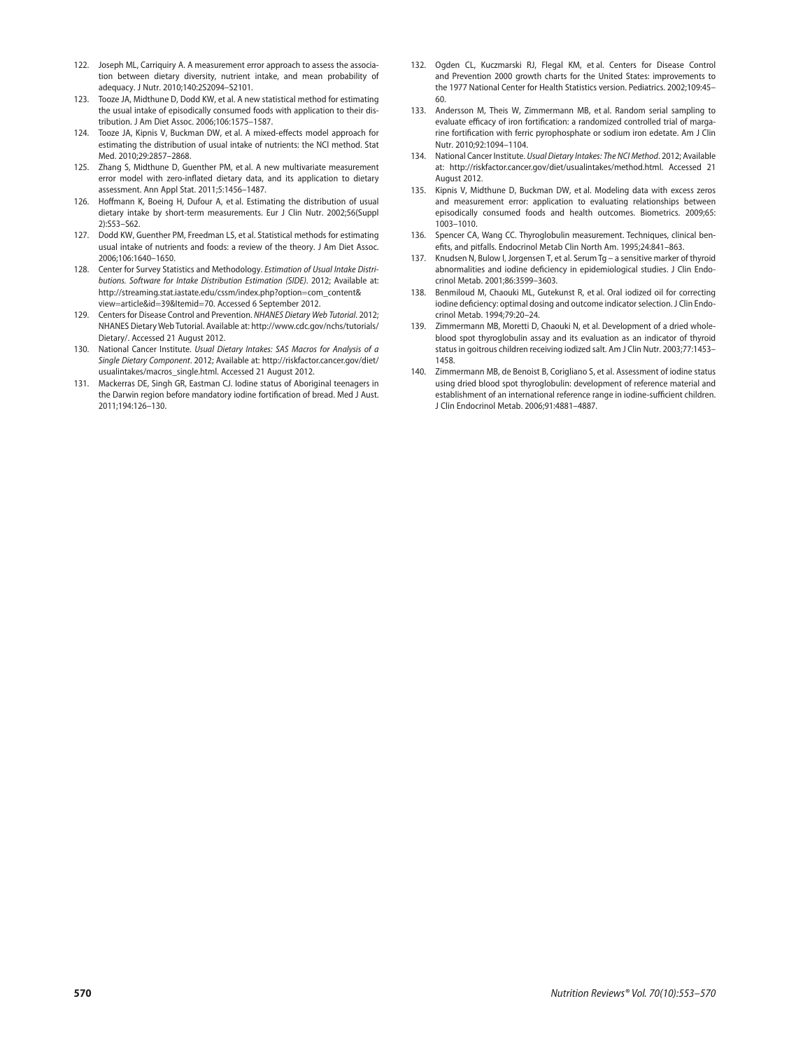122. Joseph ML, Carriquiry A. A measurement error approach to assess the association between dietary diversity, nutrient intake, and mean probability of adequacy. J Nutr. 2010;140:2S2094–S2101.
123. Tooze JA, Midthune D, Dodd KW, et al. A new statistical method for estimating the usual intake of episodically consumed foods with application to their distribution. J Am Diet Assoc. 2006;106:1575–1587.
124. Tooze JA, Kipnis V, Buckman DW, et al. A mixed-effects model approach for estimating the distribution of usual intake of nutrients: the NCI method. Stat Med. 2010;29:2857–2868.
125. Zhang S, Midthune D, Guenther PM, et al. A new multivariate measurement error model with zero-inflated dietary data, and its application to dietary assessment. Ann Appl Stat. 2011;5:1456–1487.
126. Hoffmann K, Boeing H, Dufour A, et al. Estimating the distribution of usual dietary intake by short-term measurements. Eur J Clin Nutr. 2002;56(Suppl 2):S53–S62.
127. Dodd KW, Guenther PM, Freedman LS, et al. Statistical methods for estimating usual intake of nutrients and foods: a review of the theory. J Am Diet Assoc. 2006;106:1640–1650.
128. Center for Survey Statistics and Methodology. *Estimation of Usual Intake Distributions. Software for Intake Distribution Estimation (SIDE)*. 2012; Available at: http://streaming.stat.iastate.edu/cssm/index.php?option=com_content&view=article&id=39&Itemid=70. Accessed 6 September 2012.
129. Centers for Disease Control and Prevention. *NHANES Dietary Web Tutorial*. 2012; NHANES Dietary Web Tutorial. Available at: http://www.cdc.gov/nchs/tutorials/Dietary/. Accessed 21 August 2012.
130. National Cancer Institute. *Usual Dietary Intakes: SAS Macros for Analysis of a Single Dietary Component*. 2012; Available at: http://riskfactor.cancer.gov/diet/usualintakes/macros_single.html. Accessed 21 August 2012.
131. Mackerras DE, Singh GR, Eastman CJ. Iodine status of Aboriginal teenagers in the Darwin region before mandatory iodine fortification of bread. Med J Aust. 2011;194:126–130.
132. Ogden CL, Kuczmarski RJ, Flegal KM, et al. Centers for Disease Control and Prevention 2000 growth charts for the United States: improvements to the 1977 National Center for Health Statistics version. Pediatrics. 2002;109:45–60.
133. Andersson M, Theis W, Zimmermann MB, et al. Random serial sampling to evaluate efficacy of iron fortification: a randomized controlled trial of margarine fortification with ferric pyrophosphate or sodium iron edetate. Am J Clin Nutr. 2010;92:1094–1104.
134. National Cancer Institute. *Usual Dietary Intakes: The NCI Method*. 2012; Available at: http://riskfactor.cancer.gov/diet/usualintakes/method.html. Accessed 21 August 2012.
135. Kipnis V, Midthune D, Buckman DW, et al. Modeling data with excess zeros and measurement error: application to evaluating relationships between episodically consumed foods and health outcomes. Biometrics. 2009;65:1003–1010.
136. Spencer CA, Wang CC. Thyroglobulin measurement. Techniques, clinical benefits, and pitfalls. Endocrinol Metab Clin North Am. 1995;24:841–863.
137. Knudsen N, Bulow I, Jorgensen T, et al. Serum Tg – a sensitive marker of thyroid abnormalities and iodine deficiency in epidemiological studies. J Clin Endocrinol Metab. 2001;86:3599–3603.
138. Benmiloud M, Chaouki ML, Gutekunst R, et al. Oral iodized oil for correcting iodine deficiency: optimal dosing and outcome indicator selection. J Clin Endocrinol Metab. 1994;79:20–24.
139. Zimmermann MB, Moretti D, Chaouki N, et al. Development of a dried whole-blood spot thyroglobulin assay and its evaluation as an indicator of thyroid status in goitrous children receiving iodized salt. Am J Clin Nutr. 2003;77:1453–1458.
140. Zimmermann MB, de Benoist B, Corigliano S, et al. Assessment of iodine status using dried blood spot thyroglobulin: development of reference material and establishment of an international reference range in iodine-sufficient children. J Clin Endocrinol Metab. 2006;91:4881–4887.